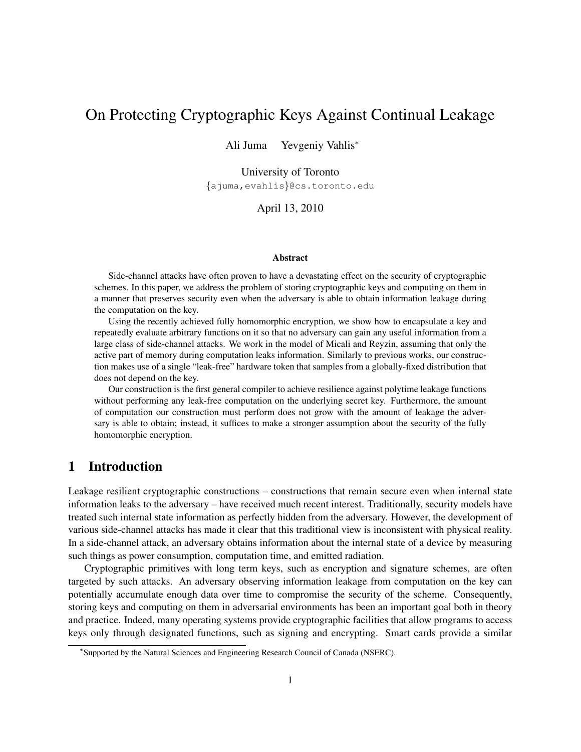# On Protecting Cryptographic Keys Against Continual Leakage

Ali Juma  Yevgeniy Vahlis*

University of Toronto
{ajuma,evahlis}@cs.toronto.edu

April 13, 2010

### Abstract

Side-channel attacks have often proven to have a devastating effect on the security of cryptographic schemes. In this paper, we address the problem of storing cryptographic keys and computing on them in a manner that preserves security even when the adversary is able to obtain information leakage during the computation on the key.

Using the recently achieved fully homomorphic encryption, we show how to encapsulate a key and repeatedly evaluate arbitrary functions on it so that no adversary can gain any useful information from a large class of side-channel attacks. We work in the model of Micali and Reyzin, assuming that only the active part of memory during computation leaks information. Similarly to previous works, our construction makes use of a single "leak-free" hardware token that samples from a globally-fixed distribution that does not depend on the key.

Our construction is the first general compiler to achieve resilience against polytime leakage functions without performing any leak-free computation on the underlying secret key. Furthermore, the amount of computation our construction must perform does not grow with the amount of leakage the adversary is able to obtain; instead, it suffices to make a stronger assumption about the security of the fully homomorphic encryption.

## 1 Introduction

Leakage resilient cryptographic constructions – constructions that remain secure even when internal state information leaks to the adversary – have received much recent interest. Traditionally, security models have treated such internal state information as perfectly hidden from the adversary. However, the development of various side-channel attacks has made it clear that this traditional view is inconsistent with physical reality. In a side-channel attack, an adversary obtains information about the internal state of a device by measuring such things as power consumption, computation time, and emitted radiation.

Cryptographic primitives with long term keys, such as encryption and signature schemes, are often targeted by such attacks. An adversary observing information leakage from computation on the key can potentially accumulate enough data over time to compromise the security of the scheme. Consequently, storing keys and computing on them in adversarial environments has been an important goal both in theory and practice. Indeed, many operating systems provide cryptographic facilities that allow programs to access keys only through designated functions, such as signing and encrypting. Smart cards provide a similar

*Supported by the Natural Sciences and Engineering Research Council of Canada (NSERC).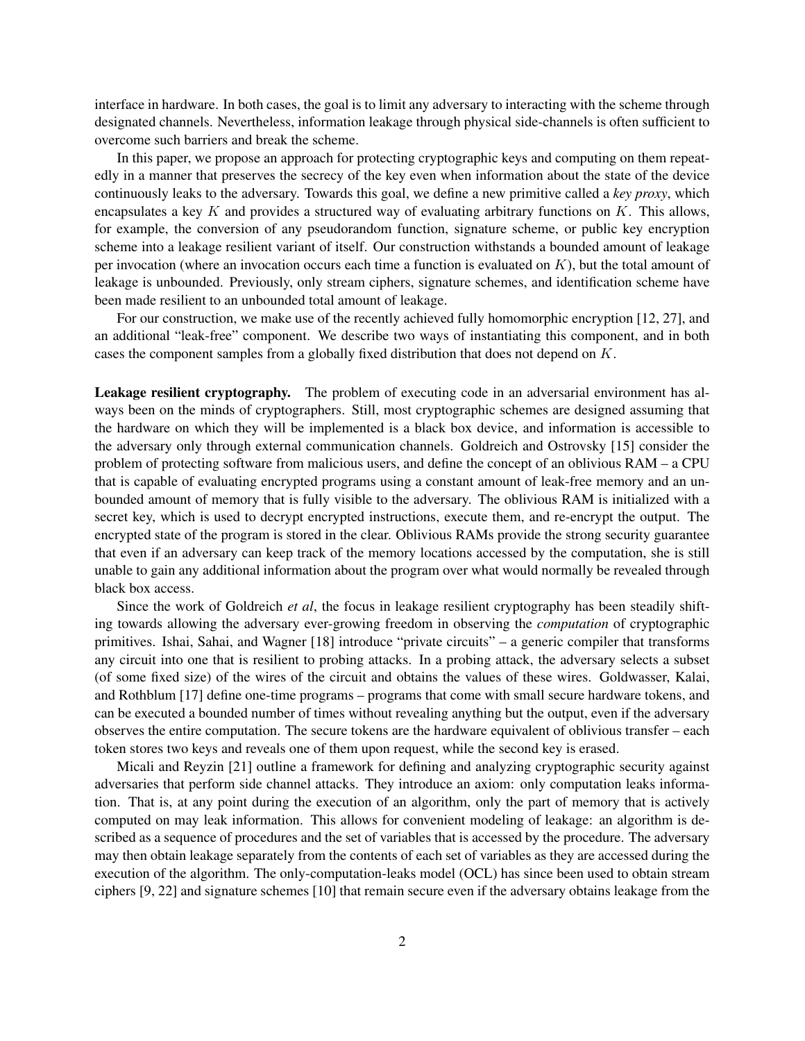interface in hardware. In both cases, the goal is to limit any adversary to interacting with the scheme through designated channels. Nevertheless, information leakage through physical side-channels is often sufficient to overcome such barriers and break the scheme.

In this paper, we propose an approach for protecting cryptographic keys and computing on them repeatedly in a manner that preserves the secrecy of the key even when information about the state of the device continuously leaks to the adversary. Towards this goal, we define a new primitive called a *key proxy*, which encapsulates a key $K$ and provides a structured way of evaluating arbitrary functions on $K$. This allows, for example, the conversion of any pseudorandom function, signature scheme, or public key encryption scheme into a leakage resilient variant of itself. Our construction withstands a bounded amount of leakage per invocation (where an invocation occurs each time a function is evaluated on $K$), but the total amount of leakage is unbounded. Previously, only stream ciphers, signature schemes, and identification scheme have been made resilient to an unbounded total amount of leakage.

For our construction, we make use of the recently achieved fully homomorphic encryption [12, 27], and an additional "leak-free" component. We describe two ways of instantiating this component, and in both cases the component samples from a globally fixed distribution that does not depend on $K$.

**Leakage resilient cryptography.** The problem of executing code in an adversarial environment has always been on the minds of cryptographers. Still, most cryptographic schemes are designed assuming that the hardware on which they will be implemented is a black box device, and information is accessible to the adversary only through external communication channels. Goldreich and Ostrovsky [15] consider the problem of protecting software from malicious users, and define the concept of an oblivious RAM – a CPU that is capable of evaluating encrypted programs using a constant amount of leak-free memory and an unbounded amount of memory that is fully visible to the adversary. The oblivious RAM is initialized with a secret key, which is used to decrypt encrypted instructions, execute them, and re-encrypt the output. The encrypted state of the program is stored in the clear. Oblivious RAMs provide the strong security guarantee that even if an adversary can keep track of the memory locations accessed by the computation, she is still unable to gain any additional information about the program over what would normally be revealed through black box access.

Since the work of Goldreich *et al*, the focus in leakage resilient cryptography has been steadily shifting towards allowing the adversary ever-growing freedom in observing the *computation* of cryptographic primitives. Ishai, Sahai, and Wagner [18] introduce "private circuits" – a generic compiler that transforms any circuit into one that is resilient to probing attacks. In a probing attack, the adversary selects a subset (of some fixed size) of the wires of the circuit and obtains the values of these wires. Goldwasser, Kalai, and Rothblum [17] define one-time programs – programs that come with small secure hardware tokens, and can be executed a bounded number of times without revealing anything but the output, even if the adversary observes the entire computation. The secure tokens are the hardware equivalent of oblivious transfer – each token stores two keys and reveals one of them upon request, while the second key is erased.

Micali and Reyzin [21] outline a framework for defining and analyzing cryptographic security against adversaries that perform side channel attacks. They introduce an axiom: only computation leaks information. That is, at any point during the execution of an algorithm, only the part of memory that is actively computed on may leak information. This allows for convenient modeling of leakage: an algorithm is described as a sequence of procedures and the set of variables that is accessed by the procedure. The adversary may then obtain leakage separately from the contents of each set of variables as they are accessed during the execution of the algorithm. The only-computation-leaks model (OCL) has since been used to obtain stream ciphers [9, 22] and signature schemes [10] that remain secure even if the adversary obtains leakage from the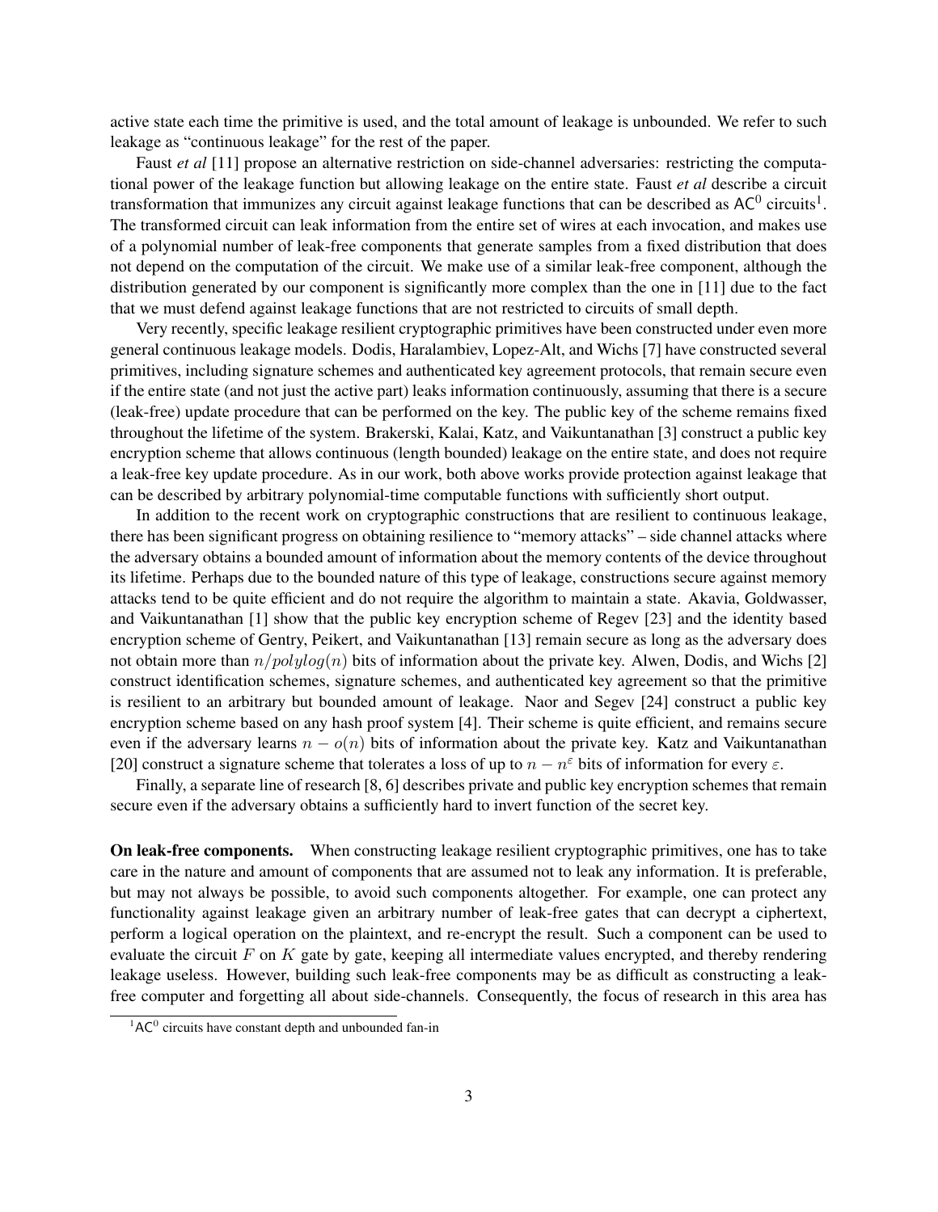active state each time the primitive is used, and the total amount of leakage is unbounded. We refer to such leakage as "continuous leakage" for the rest of the paper.

Faust *et al* [11] propose an alternative restriction on side-channel adversaries: restricting the computational power of the leakage function but allowing leakage on the entire state. Faust *et al* describe a circuit transformation that immunizes any circuit against leakage functions that can be described as $\mathsf{AC}^0$ circuits[1]. The transformed circuit can leak information from the entire set of wires at each invocation, and makes use of a polynomial number of leak-free components that generate samples from a fixed distribution that does not depend on the computation of the circuit. We make use of a similar leak-free component, although the distribution generated by our component is significantly more complex than the one in [11] due to the fact that we must defend against leakage functions that are not restricted to circuits of small depth.

Very recently, specific leakage resilient cryptographic primitives have been constructed under even more general continuous leakage models. Dodis, Haralambiev, Lopez-Alt, and Wichs [7] have constructed several primitives, including signature schemes and authenticated key agreement protocols, that remain secure even if the entire state (and not just the active part) leaks information continuously, assuming that there is a secure (leak-free) update procedure that can be performed on the key. The public key of the scheme remains fixed throughout the lifetime of the system. Brakerski, Kalai, Katz, and Vaikuntanathan [3] construct a public key encryption scheme that allows continuous (length bounded) leakage on the entire state, and does not require a leak-free key update procedure. As in our work, both above works provide protection against leakage that can be described by arbitrary polynomial-time computable functions with sufficiently short output.

In addition to the recent work on cryptographic constructions that are resilient to continuous leakage, there has been significant progress on obtaining resilience to "memory attacks" – side channel attacks where the adversary obtains a bounded amount of information about the memory contents of the device throughout its lifetime. Perhaps due to the bounded nature of this type of leakage, constructions secure against memory attacks tend to be quite efficient and do not require the algorithm to maintain a state. Akavia, Goldwasser, and Vaikuntanathan [1] show that the public key encryption scheme of Regev [23] and the identity based encryption scheme of Gentry, Peikert, and Vaikuntanathan [13] remain secure as long as the adversary does not obtain more than $n/polylog(n)$ bits of information about the private key. Alwen, Dodis, and Wichs [2] construct identification schemes, signature schemes, and authenticated key agreement so that the primitive is resilient to an arbitrary but bounded amount of leakage. Naor and Segev [24] construct a public key encryption scheme based on any hash proof system [4]. Their scheme is quite efficient, and remains secure even if the adversary learns $n - o(n)$ bits of information about the private key. Katz and Vaikuntanathan [20] construct a signature scheme that tolerates a loss of up to $n - n^{\varepsilon}$ bits of information for every $\varepsilon$.

Finally, a separate line of research [8, 6] describes private and public key encryption schemes that remain secure even if the adversary obtains a sufficiently hard to invert function of the secret key.

**On leak-free components.** When constructing leakage resilient cryptographic primitives, one has to take care in the nature and amount of components that are assumed not to leak any information. It is preferable, but may not always be possible, to avoid such components altogether. For example, one can protect any functionality against leakage given an arbitrary number of leak-free gates that can decrypt a ciphertext, perform a logical operation on the plaintext, and re-encrypt the result. Such a component can be used to evaluate the circuit $F$ on $K$ gate by gate, keeping all intermediate values encrypted, and thereby rendering leakage useless. However, building such leak-free components may be as difficult as constructing a leak-free computer and forgetting all about side-channels. Consequently, the focus of research in this area has

[1] $\mathsf{AC}^0$ circuits have constant depth and unbounded fan-in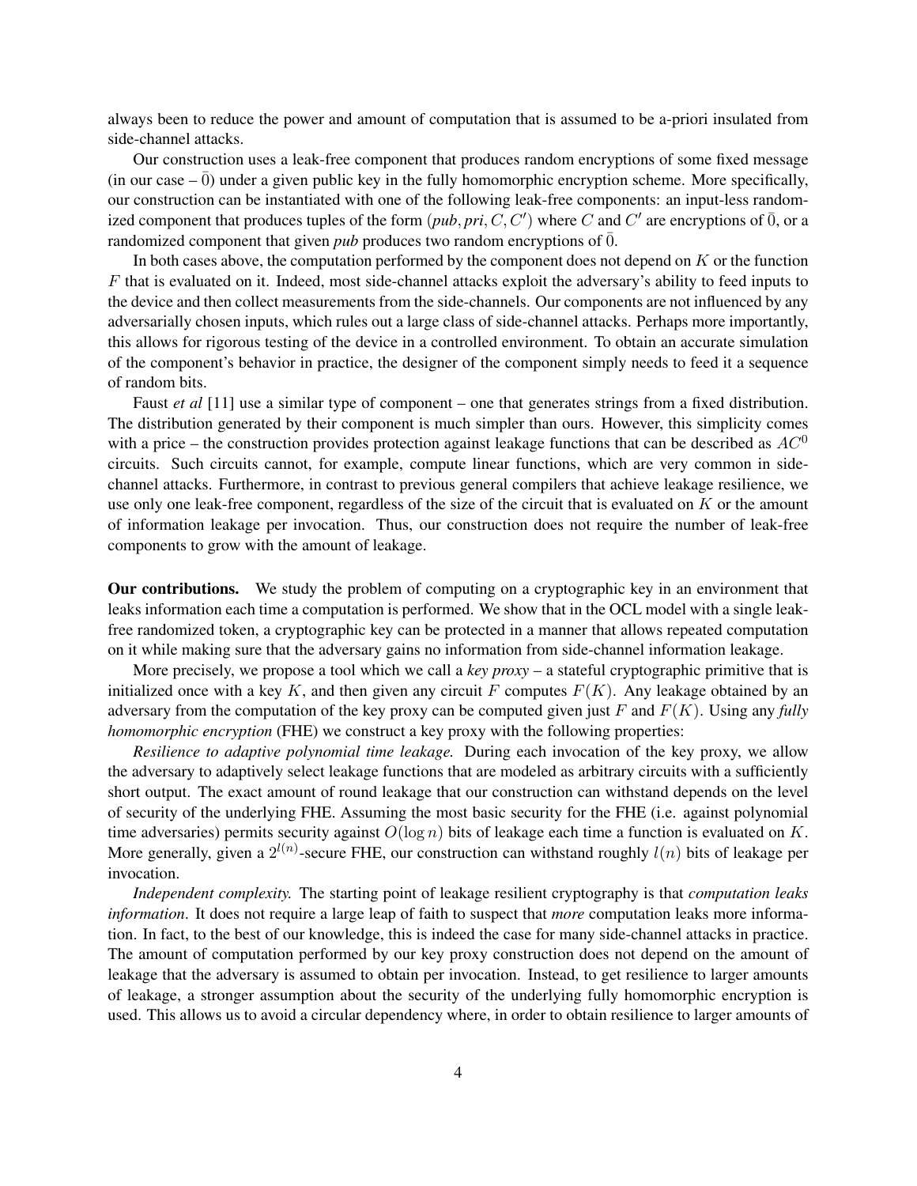always been to reduce the power and amount of computation that is assumed to be a-priori insulated from side-channel attacks.

Our construction uses a leak-free component that produces random encryptions of some fixed message (in our case – $\bar{0}$) under a given public key in the fully homomorphic encryption scheme. More specifically, our construction can be instantiated with one of the following leak-free components: an input-less randomized component that produces tuples of the form $(pub, pri, C, C')$ where $C$ and $C'$ are encryptions of $\bar{0}$, or a randomized component that given *pub* produces two random encryptions of $\bar{0}$.

In both cases above, the computation performed by the component does not depend on $K$ or the function $F$ that is evaluated on it. Indeed, most side-channel attacks exploit the adversary's ability to feed inputs to the device and then collect measurements from the side-channels. Our components are not influenced by any adversarially chosen inputs, which rules out a large class of side-channel attacks. Perhaps more importantly, this allows for rigorous testing of the device in a controlled environment. To obtain an accurate simulation of the component's behavior in practice, the designer of the component simply needs to feed it a sequence of random bits.

Faust *et al* [11] use a similar type of component – one that generates strings from a fixed distribution. The distribution generated by their component is much simpler than ours. However, this simplicity comes with a price – the construction provides protection against leakage functions that can be described as $AC^0$ circuits. Such circuits cannot, for example, compute linear functions, which are very common in side-channel attacks. Furthermore, in contrast to previous general compilers that achieve leakage resilience, we use only one leak-free component, regardless of the size of the circuit that is evaluated on $K$ or the amount of information leakage per invocation. Thus, our construction does not require the number of leak-free components to grow with the amount of leakage.

**Our contributions.** We study the problem of computing on a cryptographic key in an environment that leaks information each time a computation is performed. We show that in the OCL model with a single leak-free randomized token, a cryptographic key can be protected in a manner that allows repeated computation on it while making sure that the adversary gains no information from side-channel information leakage.

More precisely, we propose a tool which we call a *key proxy* – a stateful cryptographic primitive that is initialized once with a key $K$, and then given any circuit $F$ computes $F(K)$. Any leakage obtained by an adversary from the computation of the key proxy can be computed given just $F$ and $F(K)$. Using any *fully homomorphic encryption* (FHE) we construct a key proxy with the following properties:

*Resilience to adaptive polynomial time leakage.* During each invocation of the key proxy, we allow the adversary to adaptively select leakage functions that are modeled as arbitrary circuits with a sufficiently short output. The exact amount of round leakage that our construction can withstand depends on the level of security of the underlying FHE. Assuming the most basic security for the FHE (i.e. against polynomial time adversaries) permits security against $O(\log n)$ bits of leakage each time a function is evaluated on $K$. More generally, given a $2^{l(n)}$-secure FHE, our construction can withstand roughly $l(n)$ bits of leakage per invocation.

*Independent complexity.* The starting point of leakage resilient cryptography is that *computation leaks information*. It does not require a large leap of faith to suspect that *more* computation leaks more information. In fact, to the best of our knowledge, this is indeed the case for many side-channel attacks in practice. The amount of computation performed by our key proxy construction does not depend on the amount of leakage that the adversary is assumed to obtain per invocation. Instead, to get resilience to larger amounts of leakage, a stronger assumption about the security of the underlying fully homomorphic encryption is used. This allows us to avoid a circular dependency where, in order to obtain resilience to larger amounts of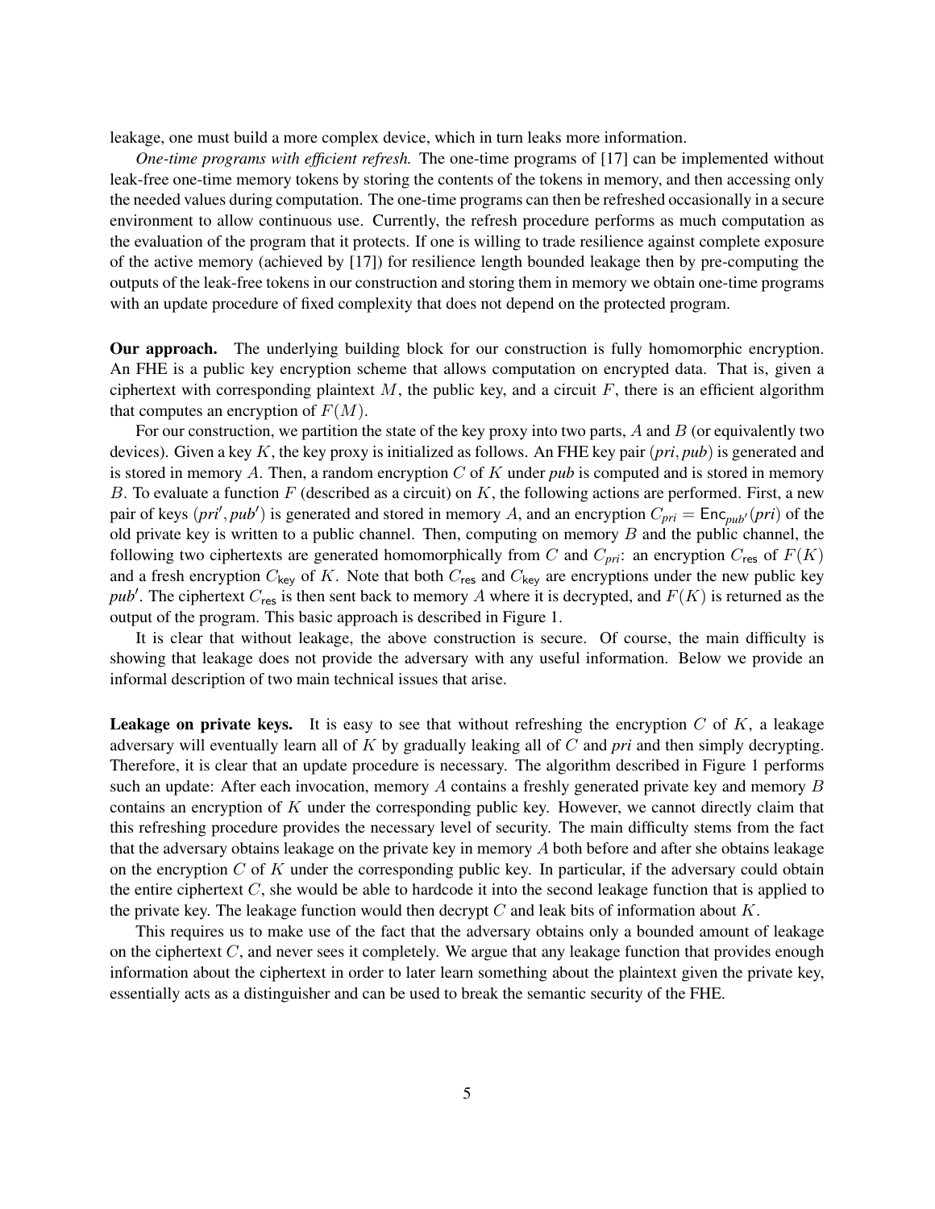leakage, one must build a more complex device, which in turn leaks more information.

*One-time programs with efficient refresh.* The one-time programs of [17] can be implemented without leak-free one-time memory tokens by storing the contents of the tokens in memory, and then accessing only the needed values during computation. The one-time programs can then be refreshed occasionally in a secure environment to allow continuous use. Currently, the refresh procedure performs as much computation as the evaluation of the program that it protects. If one is willing to trade resilience against complete exposure of the active memory (achieved by [17]) for resilience length bounded leakage then by pre-computing the outputs of the leak-free tokens in our construction and storing them in memory we obtain one-time programs with an update procedure of fixed complexity that does not depend on the protected program.

**Our approach.** The underlying building block for our construction is fully homomorphic encryption. An FHE is a public key encryption scheme that allows computation on encrypted data. That is, given a ciphertext with corresponding plaintext $M$, the public key, and a circuit $F$, there is an efficient algorithm that computes an encryption of $F(M)$.

For our construction, we partition the state of the key proxy into two parts, $A$ and $B$ (or equivalently two devices). Given a key $K$, the key proxy is initialized as follows. An FHE key pair $(pri, pub)$ is generated and is stored in memory $A$. Then, a random encryption $C$ of $K$ under *pub* is computed and is stored in memory $B$. To evaluate a function $F$ (described as a circuit) on $K$, the following actions are performed. First, a new pair of keys $(pri', pub')$ is generated and stored in memory $A$, and an encryption $C_{pri} = \mathsf{Enc}_{pub'}(pri)$ of the old private key is written to a public channel. Then, computing on memory $B$ and the public channel, the following two ciphertexts are generated homomorphically from $C$ and $C_{pri}$: an encryption $C_{\mathsf{res}}$ of $F(K)$ and a fresh encryption $C_{\mathsf{key}}$ of $K$. Note that both $C_{\mathsf{res}}$ and $C_{\mathsf{key}}$ are encryptions under the new public key $pub'$. The ciphertext $C_{\mathsf{res}}$ is then sent back to memory $A$ where it is decrypted, and $F(K)$ is returned as the output of the program. This basic approach is described in Figure 1.

It is clear that without leakage, the above construction is secure. Of course, the main difficulty is showing that leakage does not provide the adversary with any useful information. Below we provide an informal description of two main technical issues that arise.

**Leakage on private keys.** It is easy to see that without refreshing the encryption $C$ of $K$, a leakage adversary will eventually learn all of $K$ by gradually leaking all of $C$ and *pri* and then simply decrypting. Therefore, it is clear that an update procedure is necessary. The algorithm described in Figure 1 performs such an update: After each invocation, memory $A$ contains a freshly generated private key and memory $B$ contains an encryption of $K$ under the corresponding public key. However, we cannot directly claim that this refreshing procedure provides the necessary level of security. The main difficulty stems from the fact that the adversary obtains leakage on the private key in memory $A$ both before and after she obtains leakage on the encryption $C$ of $K$ under the corresponding public key. In particular, if the adversary could obtain the entire ciphertext $C$, she would be able to hardcode it into the second leakage function that is applied to the private key. The leakage function would then decrypt $C$ and leak bits of information about $K$.

This requires us to make use of the fact that the adversary obtains only a bounded amount of leakage on the ciphertext $C$, and never sees it completely. We argue that any leakage function that provides enough information about the ciphertext in order to later learn something about the plaintext given the private key, essentially acts as a distinguisher and can be used to break the semantic security of the FHE.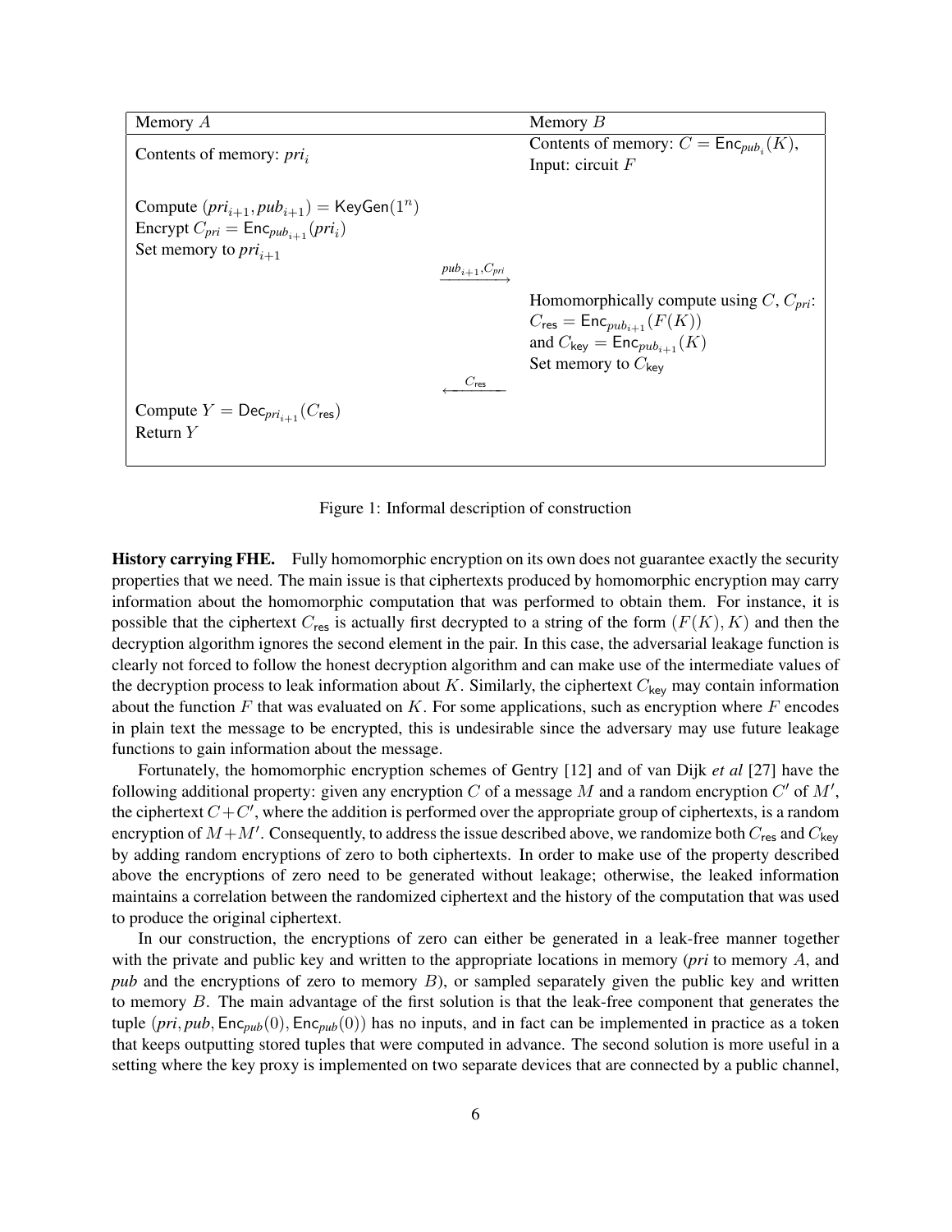| Memory $A$ | | Memory $B$ |
|---|---|---|
| Contents of memory: $pri_i$ | | Contents of memory: $C = \mathsf{Enc}_{pub_i}(K)$, Input: circuit $F$ |
| Compute $(pri_{i+1}, pub_{i+1}) = \mathsf{KeyGen}(1^n)$ <br> Encrypt $C_{pri} = \mathsf{Enc}_{pub_{i+1}}(pri_i)$ <br> Set memory to $pri_{i+1}$ | | |
| | $\xrightarrow{pub_{i+1}, C_{pri}}$ | |
| | | Homomorphically compute using $C$, $C_{pri}$: <br> $C_{\mathsf{res}} = \mathsf{Enc}_{pub_{i+1}}(F(K))$ <br> and $C_{\mathsf{key}} = \mathsf{Enc}_{pub_{i+1}}(K)$ <br> Set memory to $C_{\mathsf{key}}$ |
| | $\xleftarrow{C_{\mathsf{res}}}$ | |
| Compute $Y = \mathsf{Dec}_{pri_{i+1}}(C_{\mathsf{res}})$ <br> Return $Y$ | | |

Figure 1: Informal description of construction

**History carrying FHE.** Fully homomorphic encryption on its own does not guarantee exactly the security properties that we need. The main issue is that ciphertexts produced by homomorphic encryption may carry information about the homomorphic computation that was performed to obtain them. For instance, it is possible that the ciphertext $C_{\mathsf{res}}$ is actually first decrypted to a string of the form $(F(K), K)$ and then the decryption algorithm ignores the second element in the pair. In this case, the adversarial leakage function is clearly not forced to follow the honest decryption algorithm and can make use of the intermediate values of the decryption process to leak information about $K$. Similarly, the ciphertext $C_{\mathsf{key}}$ may contain information about the function $F$ that was evaluated on $K$. For some applications, such as encryption where $F$ encodes in plain text the message to be encrypted, this is undesirable since the adversary may use future leakage functions to gain information about the message.

Fortunately, the homomorphic encryption schemes of Gentry [12] and of van Dijk *et al* [27] have the following additional property: given any encryption $C$ of a message $M$ and a random encryption $C'$ of $M'$, the ciphertext $C+C'$, where the addition is performed over the appropriate group of ciphertexts, is a random encryption of $M+M'$. Consequently, to address the issue described above, we randomize both $C_{\mathsf{res}}$ and $C_{\mathsf{key}}$ by adding random encryptions of zero to both ciphertexts. In order to make use of the property described above the encryptions of zero need to be generated without leakage; otherwise, the leaked information maintains a correlation between the randomized ciphertext and the history of the computation that was used to produce the original ciphertext.

In our construction, the encryptions of zero can either be generated in a leak-free manner together with the private and public key and written to the appropriate locations in memory (*pri* to memory $A$, and *pub* and the encryptions of zero to memory $B$), or sampled separately given the public key and written to memory $B$. The main advantage of the first solution is that the leak-free component that generates the tuple $(pri, pub, \mathsf{Enc}_{pub}(0), \mathsf{Enc}_{pub}(0))$ has no inputs, and in fact can be implemented in practice as a token that keeps outputting stored tuples that were computed in advance. The second solution is more useful in a setting where the key proxy is implemented on two separate devices that are connected by a public channel,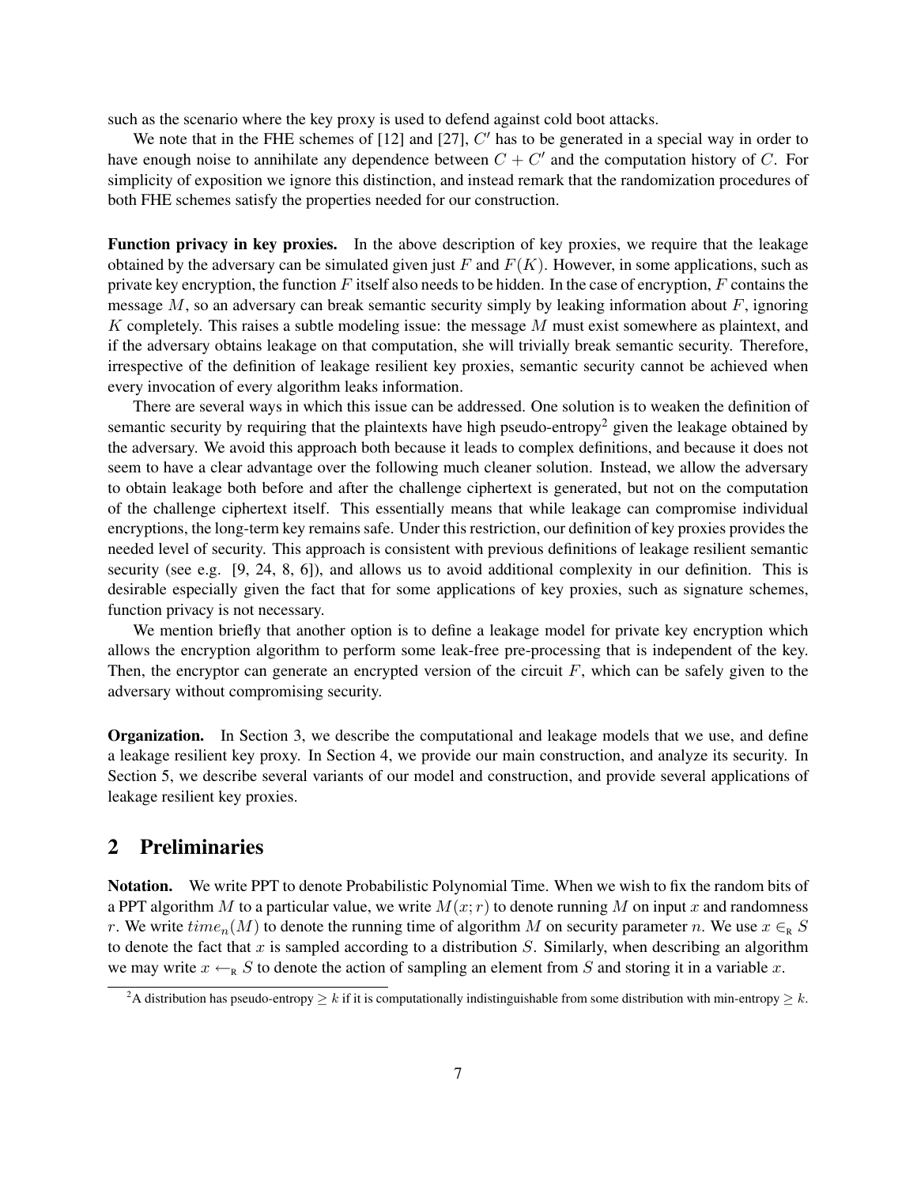such as the scenario where the key proxy is used to defend against cold boot attacks.

We note that in the FHE schemes of [12] and [27], $C'$ has to be generated in a special way in order to have enough noise to annihilate any dependence between $C + C'$ and the computation history of $C$. For simplicity of exposition we ignore this distinction, and instead remark that the randomization procedures of both FHE schemes satisfy the properties needed for our construction.

**Function privacy in key proxies.** In the above description of key proxies, we require that the leakage obtained by the adversary can be simulated given just $F$ and $F(K)$. However, in some applications, such as private key encryption, the function $F$ itself also needs to be hidden. In the case of encryption, $F$ contains the message $M$, so an adversary can break semantic security simply by leaking information about $F$, ignoring $K$ completely. This raises a subtle modeling issue: the message $M$ must exist somewhere as plaintext, and if the adversary obtains leakage on that computation, she will trivially break semantic security. Therefore, irrespective of the definition of leakage resilient key proxies, semantic security cannot be achieved when every invocation of every algorithm leaks information.

There are several ways in which this issue can be addressed. One solution is to weaken the definition of semantic security by requiring that the plaintexts have high pseudo-entropy[2] given the leakage obtained by the adversary. We avoid this approach both because it leads to complex definitions, and because it does not seem to have a clear advantage over the following much cleaner solution. Instead, we allow the adversary to obtain leakage both before and after the challenge ciphertext is generated, but not on the computation of the challenge ciphertext itself. This essentially means that while leakage can compromise individual encryptions, the long-term key remains safe. Under this restriction, our definition of key proxies provides the needed level of security. This approach is consistent with previous definitions of leakage resilient semantic security (see e.g. [9, 24, 8, 6]), and allows us to avoid additional complexity in our definition. This is desirable especially given the fact that for some applications of key proxies, such as signature schemes, function privacy is not necessary.

We mention briefly that another option is to define a leakage model for private key encryption which allows the encryption algorithm to perform some leak-free pre-processing that is independent of the key. Then, the encryptor can generate an encrypted version of the circuit $F$, which can be safely given to the adversary without compromising security.

**Organization.** In Section 3, we describe the computational and leakage models that we use, and define a leakage resilient key proxy. In Section 4, we provide our main construction, and analyze its security. In Section 5, we describe several variants of our model and construction, and provide several applications of leakage resilient key proxies.

## 2 Preliminaries

**Notation.** We write PPT to denote Probabilistic Polynomial Time. When we wish to fix the random bits of a PPT algorithm $M$ to a particular value, we write $M(x; r)$ to denote running $M$ on input $x$ and randomness $r$. We write $time_n(M)$ to denote the running time of algorithm $M$ on security parameter $n$. We use $x \in_{\mathrm{R}} S$ to denote the fact that $x$ is sampled according to a distribution $S$. Similarly, when describing an algorithm we may write $x \leftarrow_{\mathrm{R}} S$ to denote the action of sampling an element from $S$ and storing it in a variable $x$.

[2] A distribution has pseudo-entropy $\geq k$ if it is computationally indistinguishable from some distribution with min-entropy $\geq k$.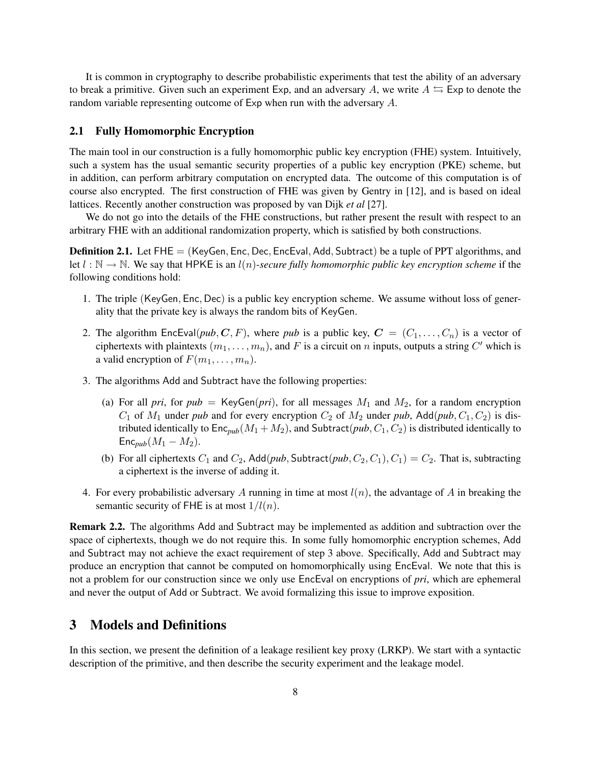It is common in cryptography to describe probabilistic experiments that test the ability of an adversary to break a primitive. Given such an experiment Exp, and an adversary $A$, we write $A \leftrightarrows \mathsf{Exp}$ to denote the random variable representing outcome of Exp when run with the adversary $A$.

## 2.1 Fully Homomorphic Encryption

The main tool in our construction is a fully homomorphic public key encryption (FHE) system. Intuitively, such a system has the usual semantic security properties of a public key encryption (PKE) scheme, but in addition, can perform arbitrary computation on encrypted data. The outcome of this computation is of course also encrypted. The first construction of FHE was given by Gentry in [12], and is based on ideal lattices. Recently another construction was proposed by van Dijk *et al* [27].

We do not go into the details of the FHE constructions, but rather present the result with respect to an arbitrary FHE with an additional randomization property, which is satisfied by both constructions.

**Definition 2.1.** Let $\mathsf{FHE} = (\mathsf{KeyGen}, \mathsf{Enc}, \mathsf{Dec}, \mathsf{EncEval}, \mathsf{Add}, \mathsf{Subtract})$ be a tuple of PPT algorithms, and let $l : \mathbb{N} \to \mathbb{N}$. We say that HPKE is an $l(n)$*-secure fully homomorphic public key encryption scheme* if the following conditions hold:

1. The triple (KeyGen, Enc, Dec) is a public key encryption scheme. We assume without loss of generality that the private key is always the random bits of KeyGen.
2. The algorithm $\mathsf{EncEval}(pub, \boldsymbol{C}, F)$, where *pub* is a public key, $\boldsymbol{C} = (C_1, \ldots, C_n)$ is a vector of ciphertexts with plaintexts $(m_1, \ldots, m_n)$, and $F$ is a circuit on $n$ inputs, outputs a string $C'$ which is a valid encryption of $F(m_1, \ldots, m_n)$.
3. The algorithms Add and Subtract have the following properties:
   (a) For all *pri*, for $pub = \mathsf{KeyGen}(pri)$, for all messages $M_1$ and $M_2$, for a random encryption $C_1$ of $M_1$ under *pub* and for every encryption $C_2$ of $M_2$ under *pub*, $\mathsf{Add}(pub, C_1, C_2)$ is distributed identically to $\mathsf{Enc}_{pub}(M_1 + M_2)$, and $\mathsf{Subtract}(pub, C_1, C_2)$ is distributed identically to $\mathsf{Enc}_{pub}(M_1 - M_2)$.
   (b) For all ciphertexts $C_1$ and $C_2$, $\mathsf{Add}(pub, \mathsf{Subtract}(pub, C_2, C_1), C_1) = C_2$. That is, subtracting a ciphertext is the inverse of adding it.
4. For every probabilistic adversary $A$ running in time at most $l(n)$, the advantage of $A$ in breaking the semantic security of FHE is at most $1/l(n)$.

**Remark 2.2.** The algorithms Add and Subtract may be implemented as addition and subtraction over the space of ciphertexts, though we do not require this. In some fully homomorphic encryption schemes, Add and Subtract may not achieve the exact requirement of step 3 above. Specifically, Add and Subtract may produce an encryption that cannot be computed on homomorphically using EncEval. We note that this is not a problem for our construction since we only use EncEval on encryptions of *pri*, which are ephemeral and never the output of Add or Subtract. We avoid formalizing this issue to improve exposition.

# 3 Models and Definitions

In this section, we present the definition of a leakage resilient key proxy (LRKP). We start with a syntactic description of the primitive, and then describe the security experiment and the leakage model.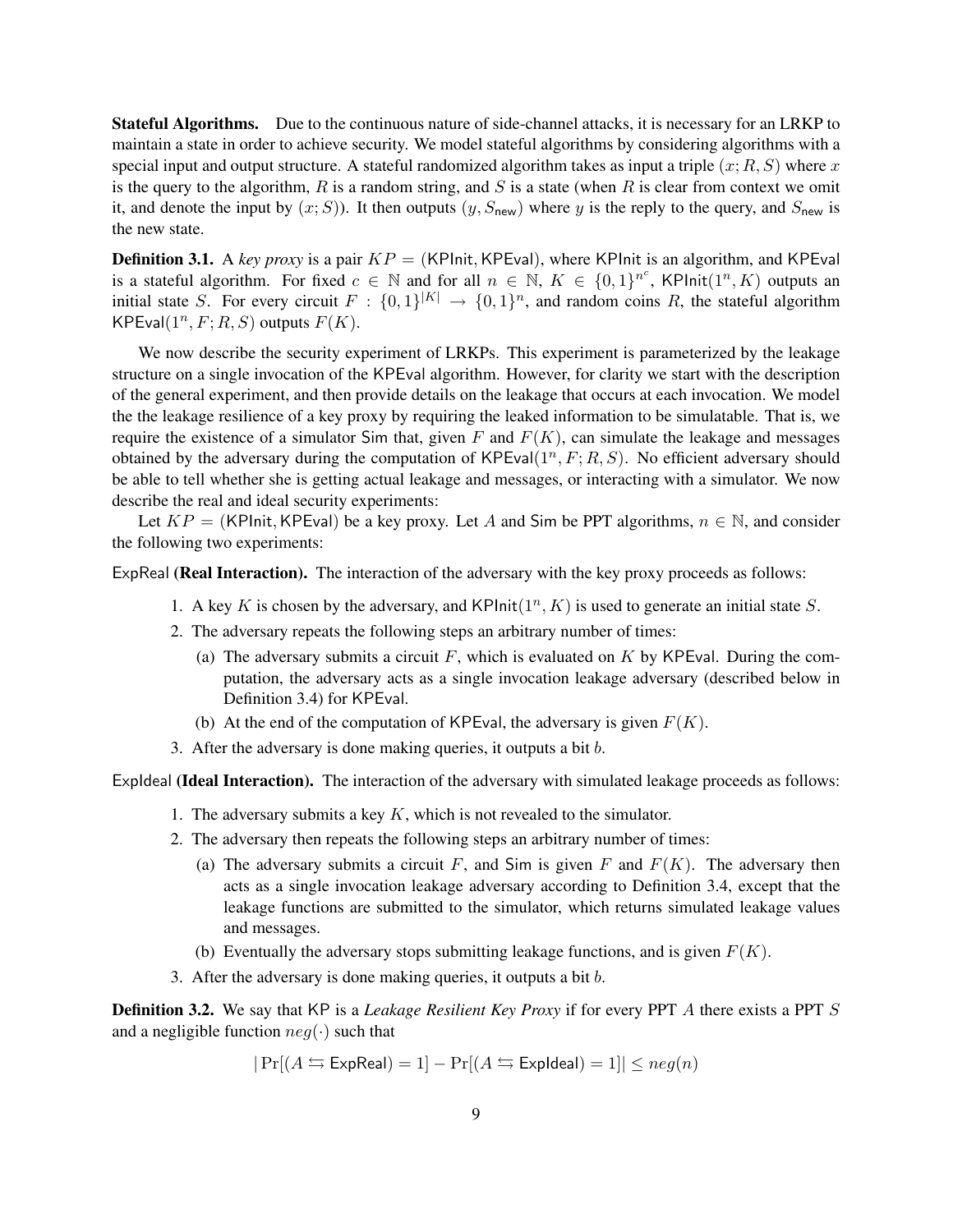**Stateful Algorithms.** Due to the continuous nature of side-channel attacks, it is necessary for an LRKP to maintain a state in order to achieve security. We model stateful algorithms by considering algorithms with a special input and output structure. A stateful randomized algorithm takes as input a triple $(x; R, S)$ where $x$ is the query to the algorithm, $R$ is a random string, and $S$ is a state (when $R$ is clear from context we omit it, and denote the input by $(x; S)$). It then outputs $(y, S_{\mathsf{new}})$ where $y$ is the reply to the query, and $S_{\mathsf{new}}$ is the new state.

**Definition 3.1.** A *key proxy* is a pair $KP = (\mathsf{KPInit}, \mathsf{KPEval})$, where $\mathsf{KPInit}$ is an algorithm, and $\mathsf{KPEval}$ is a stateful algorithm. For fixed $c \in \mathbb{N}$ and for all $n \in \mathbb{N}$, $K \in \{0,1\}^{n^c}$, $\mathsf{KPInit}(1^n, K)$ outputs an initial state $S$. For every circuit $F : \{0,1\}^{|K|} \to \{0,1\}^n$, and random coins $R$, the stateful algorithm $\mathsf{KPEval}(1^n, F; R, S)$ outputs $F(K)$.

We now describe the security experiment of LRKPs. This experiment is parameterized by the leakage structure on a single invocation of the $\mathsf{KPEval}$ algorithm. However, for clarity we start with the description of the general experiment, and then provide details on the leakage that occurs at each invocation. We model the the leakage resilience of a key proxy by requiring the leaked information to be simulatable. That is, we require the existence of a simulator $\mathsf{Sim}$ that, given $F$ and $F(K)$, can simulate the leakage and messages obtained by the adversary during the computation of $\mathsf{KPEval}(1^n, F; R, S)$. No efficient adversary should be able to tell whether she is getting actual leakage and messages, or interacting with a simulator. We now describe the real and ideal security experiments:

Let $KP = (\mathsf{KPInit}, \mathsf{KPEval})$ be a key proxy. Let $A$ and $\mathsf{Sim}$ be PPT algorithms, $n \in \mathbb{N}$, and consider the following two experiments:

$\mathsf{ExpReal}$ **(Real Interaction).** The interaction of the adversary with the key proxy proceeds as follows:

1. A key $K$ is chosen by the adversary, and $\mathsf{KPInit}(1^n, K)$ is used to generate an initial state $S$.
2. The adversary repeats the following steps an arbitrary number of times:
   (a) The adversary submits a circuit $F$, which is evaluated on $K$ by $\mathsf{KPEval}$. During the computation, the adversary acts as a single invocation leakage adversary (described below in Definition 3.4) for $\mathsf{KPEval}$.
   (b) At the end of the computation of $\mathsf{KPEval}$, the adversary is given $F(K)$.
3. After the adversary is done making queries, it outputs a bit $b$.

$\mathsf{ExpIdeal}$ **(Ideal Interaction).** The interaction of the adversary with simulated leakage proceeds as follows:

1. The adversary submits a key $K$, which is not revealed to the simulator.
2. The adversary then repeats the following steps an arbitrary number of times:
   (a) The adversary submits a circuit $F$, and $\mathsf{Sim}$ is given $F$ and $F(K)$. The adversary then acts as a single invocation leakage adversary according to Definition 3.4, except that the leakage functions are submitted to the simulator, which returns simulated leakage values and messages.
   (b) Eventually the adversary stops submitting leakage functions, and is given $F(K)$.
3. After the adversary is done making queries, it outputs a bit $b$.

**Definition 3.2.** We say that $\mathsf{KP}$ is a *Leakage Resilient Key Proxy* if for every PPT $A$ there exists a PPT $S$ and a negligible function $neg(\cdot)$ such that

$$|\Pr[(A \leftrightarrows \mathsf{ExpReal}) = 1] - \Pr[(A \leftrightarrows \mathsf{ExpIdeal}) = 1]| \leq neg(n)$$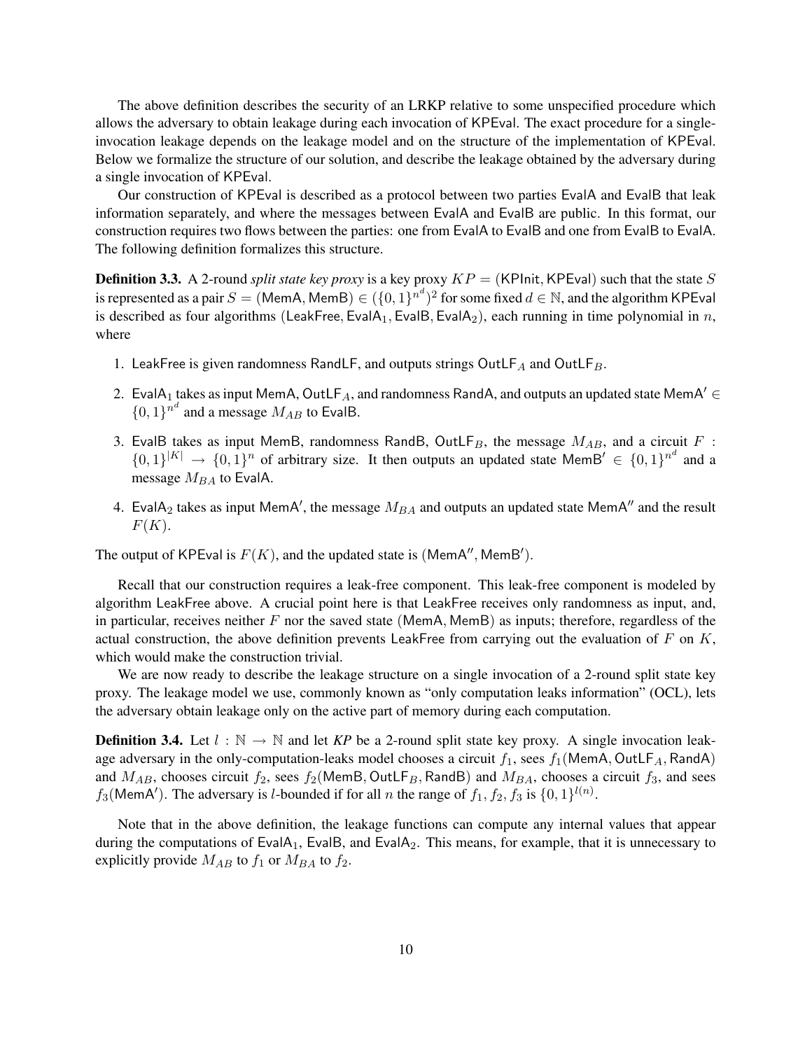The above definition describes the security of an LRKP relative to some unspecified procedure which allows the adversary to obtain leakage during each invocation of $\mathsf{KPEval}$. The exact procedure for a single-invocation leakage depends on the leakage model and on the structure of the implementation of $\mathsf{KPEval}$. Below we formalize the structure of our solution, and describe the leakage obtained by the adversary during a single invocation of $\mathsf{KPEval}$.

Our construction of $\mathsf{KPEval}$ is described as a protocol between two parties $\mathsf{EvalA}$ and $\mathsf{EvalB}$ that leak information separately, and where the messages between $\mathsf{EvalA}$ and $\mathsf{EvalB}$ are public. In this format, our construction requires two flows between the parties: one from $\mathsf{EvalA}$ to $\mathsf{EvalB}$ and one from $\mathsf{EvalB}$ to $\mathsf{EvalA}$. The following definition formalizes this structure.

**Definition 3.3.** A 2-round *split state key proxy* is a key proxy $KP = (\mathsf{KPInit}, \mathsf{KPEval})$ such that the state $S$ is represented as a pair $S = (\mathsf{MemA}, \mathsf{MemB}) \in (\{0,1\}^{n^d})^2$ for some fixed $d \in \mathbb{N}$, and the algorithm $\mathsf{KPEval}$ is described as four algorithms $(\mathsf{LeakFree}, \mathsf{EvalA}_1, \mathsf{EvalB}, \mathsf{EvalA}_2)$, each running in time polynomial in $n$, where

1. $\mathsf{LeakFree}$ is given randomness $\mathsf{RandLF}$, and outputs strings $\mathsf{OutLF}_A$ and $\mathsf{OutLF}_B$.
2. $\mathsf{EvalA}_1$ takes as input $\mathsf{MemA}$, $\mathsf{OutLF}_A$, and randomness $\mathsf{RandA}$, and outputs an updated state $\mathsf{MemA}' \in \{0,1\}^{n^d}$ and a message $M_{AB}$ to $\mathsf{EvalB}$.
3. $\mathsf{EvalB}$ takes as input $\mathsf{MemB}$, randomness $\mathsf{RandB}$, $\mathsf{OutLF}_B$, the message $M_{AB}$, and a circuit $F : \{0,1\}^{|K|} \to \{0,1\}^n$ of arbitrary size. It then outputs an updated state $\mathsf{MemB}' \in \{0,1\}^{n^d}$ and a message $M_{BA}$ to $\mathsf{EvalA}$.
4. $\mathsf{EvalA}_2$ takes as input $\mathsf{MemA}'$, the message $M_{BA}$ and outputs an updated state $\mathsf{MemA}''$ and the result $F(K)$.

The output of $\mathsf{KPEval}$ is $F(K)$, and the updated state is $(\mathsf{MemA}'', \mathsf{MemB}')$.

Recall that our construction requires a leak-free component. This leak-free component is modeled by algorithm $\mathsf{LeakFree}$ above. A crucial point here is that $\mathsf{LeakFree}$ receives only randomness as input, and, in particular, receives neither $F$ nor the saved state $(\mathsf{MemA}, \mathsf{MemB})$ as inputs; therefore, regardless of the actual construction, the above definition prevents $\mathsf{LeakFree}$ from carrying out the evaluation of $F$ on $K$, which would make the construction trivial.

We are now ready to describe the leakage structure on a single invocation of a 2-round split state key proxy. The leakage model we use, commonly known as "only computation leaks information" (OCL), lets the adversary obtain leakage only on the active part of memory during each computation.

**Definition 3.4.** Let $l : \mathbb{N} \to \mathbb{N}$ and let *KP* be a 2-round split state key proxy. A single invocation leakage adversary in the only-computation-leaks model chooses a circuit $f_1$, sees $f_1(\mathsf{MemA}, \mathsf{OutLF}_A, \mathsf{RandA})$ and $M_{AB}$, chooses circuit $f_2$, sees $f_2(\mathsf{MemB}, \mathsf{OutLF}_B, \mathsf{RandB})$ and $M_{BA}$, chooses a circuit $f_3$, and sees $f_3(\mathsf{MemA}')$. The adversary is $l$-bounded if for all $n$ the range of $f_1, f_2, f_3$ is $\{0,1\}^{l(n)}$.

Note that in the above definition, the leakage functions can compute any internal values that appear during the computations of $\mathsf{EvalA}_1$, $\mathsf{EvalB}$, and $\mathsf{EvalA}_2$. This means, for example, that it is unnecessary to explicitly provide $M_{AB}$ to $f_1$ or $M_{BA}$ to $f_2$.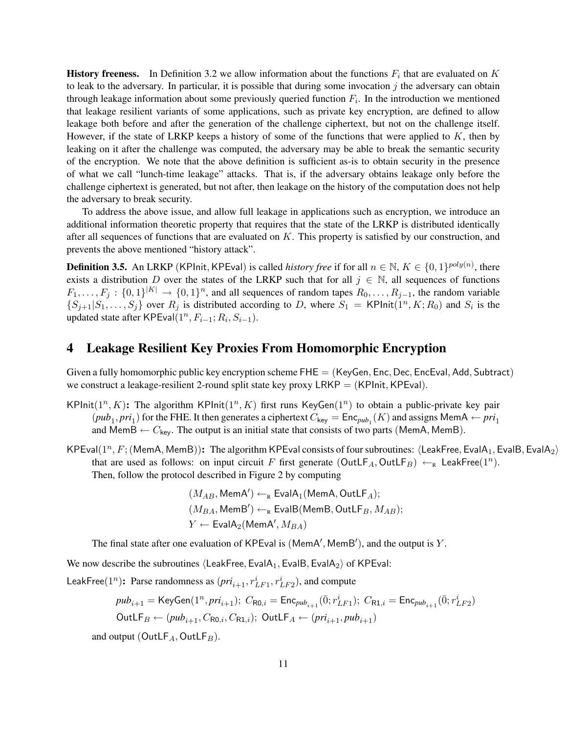**History freeness.** In Definition 3.2 we allow information about the functions $F_i$ that are evaluated on $K$ to leak to the adversary. In particular, it is possible that during some invocation $j$ the adversary can obtain through leakage information about some previously queried function $F_i$. In the introduction we mentioned that leakage resilient variants of some applications, such as private key encryption, are defined to allow leakage both before and after the generation of the challenge ciphertext, but not on the challenge itself. However, if the state of LRKP keeps a history of some of the functions that were applied to $K$, then by leaking on it after the challenge was computed, the adversary may be able to break the semantic security of the encryption. We note that the above definition is sufficient as-is to obtain security in the presence of what we call "lunch-time leakage" attacks. That is, if the adversary obtains leakage only before the challenge ciphertext is generated, but not after, then leakage on the history of the computation does not help the adversary to break security.

To address the above issue, and allow full leakage in applications such as encryption, we introduce an additional information theoretic property that requires that the state of the LRKP is distributed identically after all sequences of functions that are evaluated on $K$. This property is satisfied by our construction, and prevents the above mentioned "history attack".

**Definition 3.5.** An LRKP $(\mathsf{KPInit}, \mathsf{KPEval})$ is called *history free* if for all $n \in \mathbb{N}$, $K \in \{0,1\}^{poly(n)}$, there exists a distribution $D$ over the states of the LRKP such that for all $j \in \mathbb{N}$, all sequences of functions $F_1, \ldots, F_j : \{0,1\}^{|K|} \to \{0,1\}^n$, and all sequences of random tapes $R_0, \ldots, R_{j-1}$, the random variable $\{S_{j+1} | S_1, \ldots, S_j\}$ over $R_j$ is distributed according to $D$, where $S_1 = \mathsf{KPInit}(1^n, K; R_0)$ and $S_i$ is the updated state after $\mathsf{KPEval}(1^n, F_{i-1}; R_i, S_{i-1})$.

# 4 Leakage Resilient Key Proxies From Homomorphic Encryption

Given a fully homomorphic public key encryption scheme $\mathsf{FHE} = (\mathsf{KeyGen}, \mathsf{Enc}, \mathsf{Dec}, \mathsf{EncEval}, \mathsf{Add}, \mathsf{Subtract})$ we construct a leakage-resilient 2-round split state key proxy $\mathsf{LRKP} = (\mathsf{KPInit}, \mathsf{KPEval})$.

$\mathsf{KPInit}(1^n, K)$**:** The algorithm $\mathsf{KPInit}(1^n, K)$ first runs $\mathsf{KeyGen}(1^n)$ to obtain a public-private key pair $(pub_1, pri_1)$ for the FHE. It then generates a ciphertext $C_{\mathsf{key}} = \mathsf{Enc}_{pub_1}(K)$ and assigns $\mathsf{MemA} \leftarrow pri_1$ and $\mathsf{MemB} \leftarrow C_{\mathsf{key}}$. The output is an initial state that consists of two parts $(\mathsf{MemA}, \mathsf{MemB})$.

$\mathsf{KPEval}(1^n, F; (\mathsf{MemA}, \mathsf{MemB}))$**:** The algorithm $\mathsf{KPEval}$ consists of four subroutines: $\langle \mathsf{LeakFree}, \mathsf{EvalA}_1, \mathsf{EvalB}, \mathsf{EvalA}_2 \rangle$ that are used as follows: on input circuit $F$ first generate $(\mathsf{OutLF}_A, \mathsf{OutLF}_B) \leftarrow_{\text{R}} \mathsf{LeakFree}(1^n)$. Then, follow the protocol described in Figure 2 by computing

$$(M_{AB}, \mathsf{MemA}') \leftarrow_{\text{R}} \mathsf{EvalA}_1(\mathsf{MemA}, \mathsf{OutLF}_A);$$
$$(M_{BA}, \mathsf{MemB}') \leftarrow_{\text{R}} \mathsf{EvalB}(\mathsf{MemB}, \mathsf{OutLF}_B, M_{AB});$$
$$Y \leftarrow \mathsf{EvalA}_2(\mathsf{MemA}', M_{BA})$$

The final state after one evaluation of $\mathsf{KPEval}$ is $(\mathsf{MemA}', \mathsf{MemB}')$, and the output is $Y$.

We now describe the subroutines $\langle \mathsf{LeakFree}, \mathsf{EvalA}_1, \mathsf{EvalB}, \mathsf{EvalA}_2 \rangle$ of $\mathsf{KPEval}$:

$\mathsf{LeakFree}(1^n)$**:** Parse randomness as $(pri_{i+1}, r^i_{LF1}, r^i_{LF2})$, and compute

$$pub_{i+1} = \mathsf{KeyGen}(1^n, pri_{i+1});\ C_{\mathsf{R0},i} = \mathsf{Enc}_{pub_{i+1}}(\bar{0}; r^i_{LF1});\ C_{\mathsf{R1},i} = \mathsf{Enc}_{pub_{i+1}}(\bar{0}; r^i_{LF2})$$
$$\mathsf{OutLF}_B \leftarrow (pub_{i+1}, C_{\mathsf{R0},i}, C_{\mathsf{R1},i});\ \mathsf{OutLF}_A \leftarrow (pri_{i+1}, pub_{i+1})$$

and output $(\mathsf{OutLF}_A, \mathsf{OutLF}_B)$.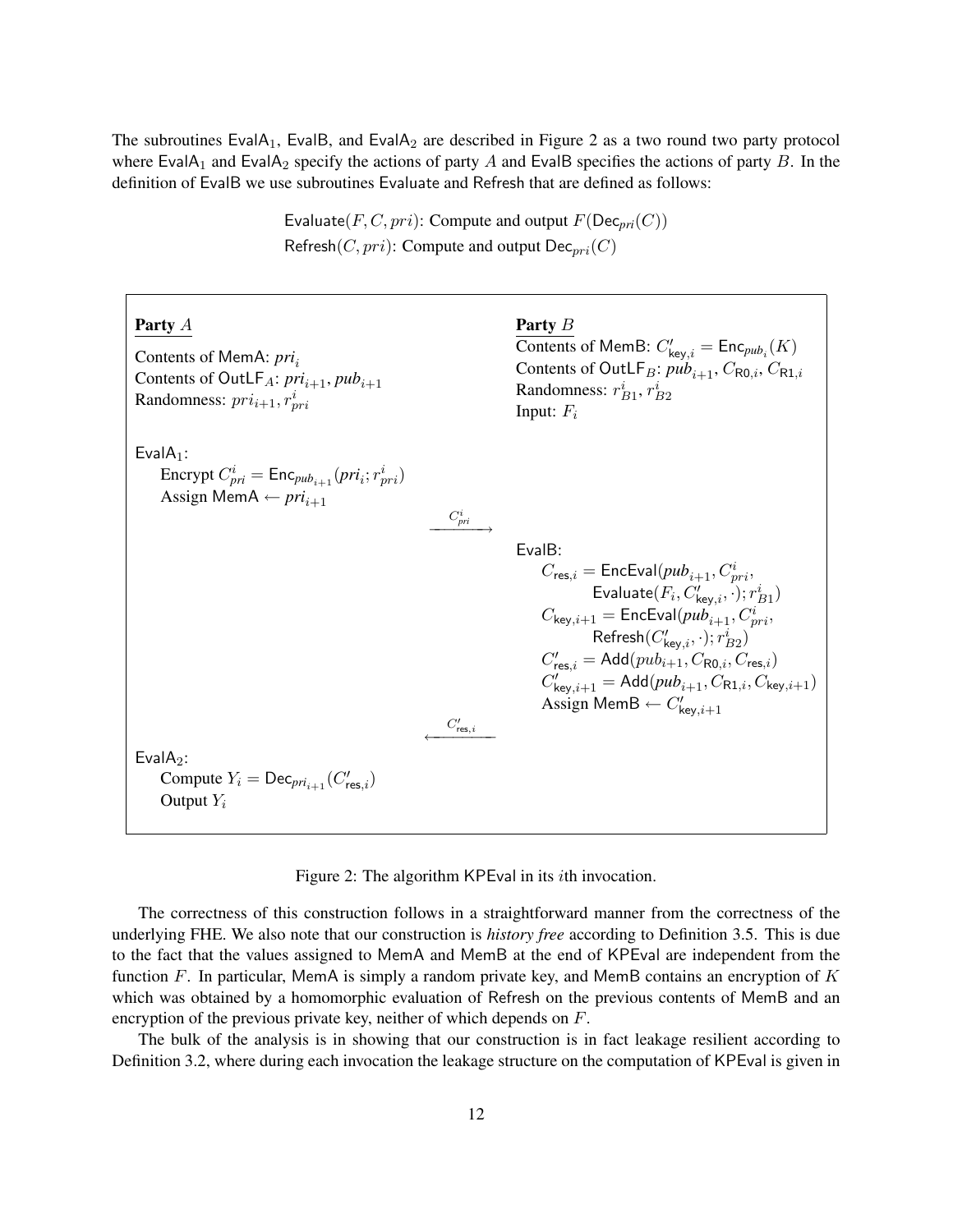The subroutines $\mathsf{EvalA}_1$, $\mathsf{EvalB}$, and $\mathsf{EvalA}_2$ are described in Figure 2 as a two round two party protocol where $\mathsf{EvalA}_1$ and $\mathsf{EvalA}_2$ specify the actions of party $A$ and $\mathsf{EvalB}$ specifies the actions of party $B$. In the definition of $\mathsf{EvalB}$ we use subroutines $\mathsf{Evaluate}$ and $\mathsf{Refresh}$ that are defined as follows:

$\mathsf{Evaluate}(F, C, pri)$: Compute and output $F(\mathsf{Dec}_{pri}(C))$

$\mathsf{Refresh}(C, pri)$: Compute and output $\mathsf{Dec}_{pri}(C)$

**Party $A$**

Contents of $\mathsf{MemA}$: $pri_i$

Contents of $\mathsf{OutLF}_A$: $pri_{i+1}, pub_{i+1}$

Randomness: $pri_{i+1}, r^i_{pri}$

**Party $B$**

Contents of $\mathsf{MemB}$: $C'_{\mathsf{key},i} = \mathsf{Enc}_{pub_i}(K)$

Contents of $\mathsf{OutLF}_B$: $pub_{i+1}, C_{\mathsf{R0},i}, C_{\mathsf{R1},i}$

Randomness: $r^i_{B1}, r^i_{B2}$

Input: $F_i$

$\mathsf{EvalA}_1$:

- Encrypt $C^i_{pri} = \mathsf{Enc}_{pub_{i+1}}(pri_i; r^i_{pri})$
- Assign $\mathsf{MemA} \leftarrow pri_{i+1}$

$\xrightarrow{C^i_{pri}}$

$\mathsf{EvalB}$:

- $C_{\mathsf{res},i} = \mathsf{EncEval}(pub_{i+1}, C^i_{pri}, \mathsf{Evaluate}(F_i, C'_{\mathsf{key},i}, \cdot); r^i_{B1})$
- $C_{\mathsf{key},i+1} = \mathsf{EncEval}(pub_{i+1}, C^i_{pri}, \mathsf{Refresh}(C'_{\mathsf{key},i}, \cdot); r^i_{B2})$
- $C'_{\mathsf{res},i} = \mathsf{Add}(pub_{i+1}, C_{\mathsf{R0},i}, C_{\mathsf{res},i})$
- $C'_{\mathsf{key},i+1} = \mathsf{Add}(pub_{i+1}, C_{\mathsf{R1},i}, C_{\mathsf{key},i+1})$
- Assign $\mathsf{MemB} \leftarrow C'_{\mathsf{key},i+1}$

$\xleftarrow{C'_{\mathsf{res},i}}$

$\mathsf{EvalA}_2$:

- Compute $Y_i = \mathsf{Dec}_{pri_{i+1}}(C'_{\mathsf{res},i})$
- Output $Y_i$

Figure 2: The algorithm $\mathsf{KPEval}$ in its $i$th invocation.

The correctness of this construction follows in a straightforward manner from the correctness of the underlying FHE. We also note that our construction is *history free* according to Definition 3.5. This is due to the fact that the values assigned to $\mathsf{MemA}$ and $\mathsf{MemB}$ at the end of $\mathsf{KPEval}$ are independent from the function $F$. In particular, $\mathsf{MemA}$ is simply a random private key, and $\mathsf{MemB}$ contains an encryption of $K$ which was obtained by a homomorphic evaluation of $\mathsf{Refresh}$ on the previous contents of $\mathsf{MemB}$ and an encryption of the previous private key, neither of which depends on $F$.

The bulk of the analysis is in showing that our construction is in fact leakage resilient according to Definition 3.2, where during each invocation the leakage structure on the computation of $\mathsf{KPEval}$ is given in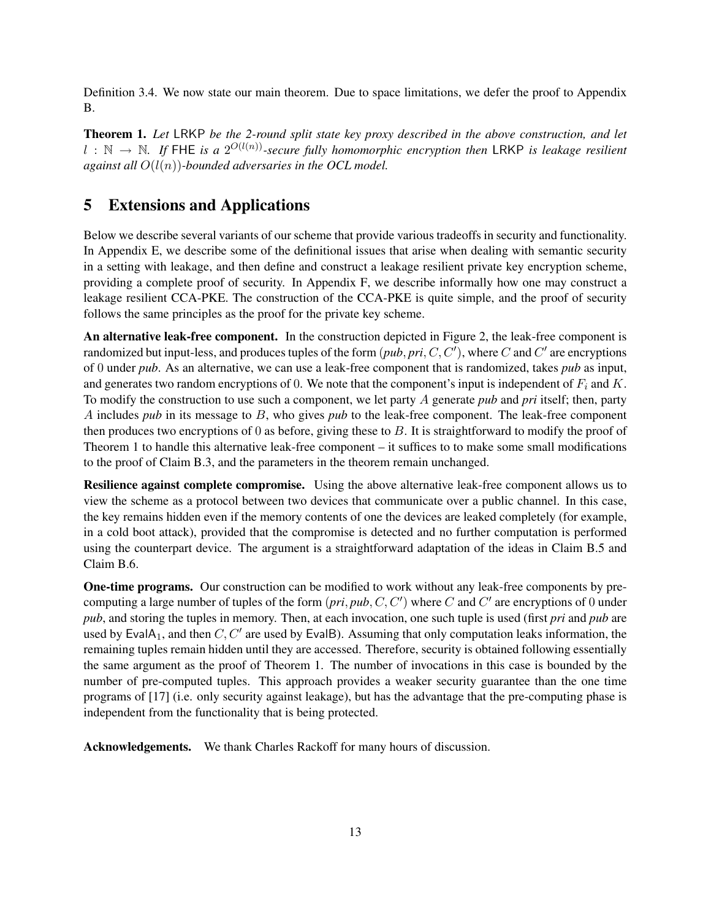Definition 3.4. We now state our main theorem. Due to space limitations, we defer the proof to Appendix B.

**Theorem 1.** *Let* LRKP *be the 2-round split state key proxy described in the above construction, and let* $l : \mathbb{N} \to \mathbb{N}$. *If* FHE *is a* $2^{O(l(n))}$*-secure fully homomorphic encryption then* LRKP *is leakage resilient against all* $O(l(n))$*-bounded adversaries in the OCL model.*

# 5 Extensions and Applications

Below we describe several variants of our scheme that provide various tradeoffs in security and functionality. In Appendix E, we describe some of the definitional issues that arise when dealing with semantic security in a setting with leakage, and then define and construct a leakage resilient private key encryption scheme, providing a complete proof of security. In Appendix F, we describe informally how one may construct a leakage resilient CCA-PKE. The construction of the CCA-PKE is quite simple, and the proof of security follows the same principles as the proof for the private key scheme.

**An alternative leak-free component.** In the construction depicted in Figure 2, the leak-free component is randomized but input-less, and produces tuples of the form $(pub, pri, C, C')$, where $C$ and $C'$ are encryptions of 0 under *pub*. As an alternative, we can use a leak-free component that is randomized, takes *pub* as input, and generates two random encryptions of 0. We note that the component's input is independent of $F_i$ and $K$. To modify the construction to use such a component, we let party $A$ generate *pub* and *pri* itself; then, party $A$ includes *pub* in its message to $B$, who gives *pub* to the leak-free component. The leak-free component then produces two encryptions of 0 as before, giving these to $B$. It is straightforward to modify the proof of Theorem 1 to handle this alternative leak-free component – it suffices to to make some small modifications to the proof of Claim B.3, and the parameters in the theorem remain unchanged.

**Resilience against complete compromise.** Using the above alternative leak-free component allows us to view the scheme as a protocol between two devices that communicate over a public channel. In this case, the key remains hidden even if the memory contents of one the devices are leaked completely (for example, in a cold boot attack), provided that the compromise is detected and no further computation is performed using the counterpart device. The argument is a straightforward adaptation of the ideas in Claim B.5 and Claim B.6.

**One-time programs.** Our construction can be modified to work without any leak-free components by pre-computing a large number of tuples of the form $(pri, pub, C, C')$ where $C$ and $C'$ are encryptions of 0 under *pub*, and storing the tuples in memory. Then, at each invocation, one such tuple is used (first *pri* and *pub* are used by $\mathsf{EvalA}_1$, and then $C, C'$ are used by EvalB). Assuming that only computation leaks information, the remaining tuples remain hidden until they are accessed. Therefore, security is obtained following essentially the same argument as the proof of Theorem 1. The number of invocations in this case is bounded by the number of pre-computed tuples. This approach provides a weaker security guarantee than the one time programs of [17] (i.e. only security against leakage), but has the advantage that the pre-computing phase is independent from the functionality that is being protected.

**Acknowledgements.** We thank Charles Rackoff for many hours of discussion.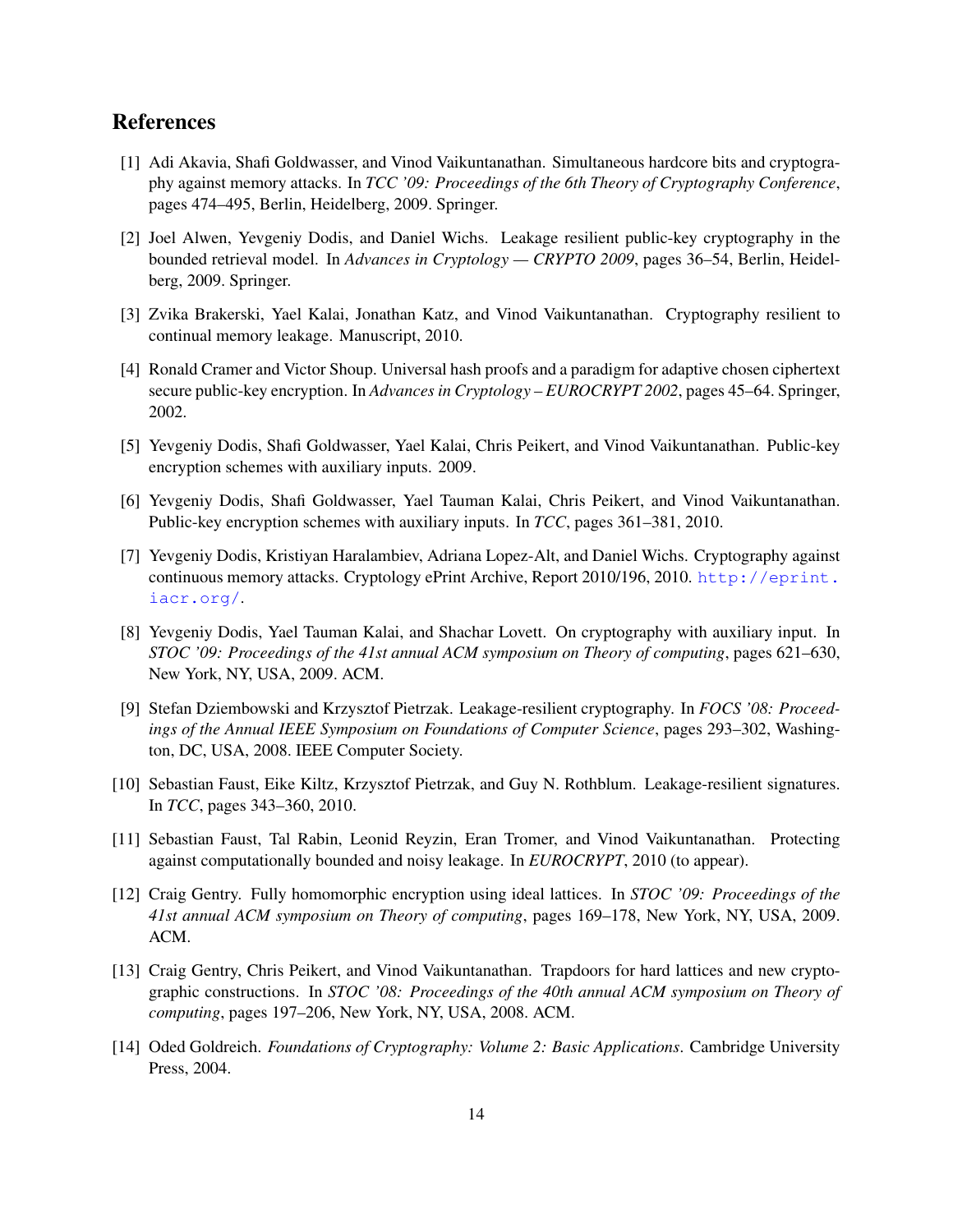## References

[1] Adi Akavia, Shafi Goldwasser, and Vinod Vaikuntanathan. Simultaneous hardcore bits and cryptography against memory attacks. In *TCC '09: Proceedings of the 6th Theory of Cryptography Conference*, pages 474–495, Berlin, Heidelberg, 2009. Springer.

[2] Joel Alwen, Yevgeniy Dodis, and Daniel Wichs. Leakage resilient public-key cryptography in the bounded retrieval model. In *Advances in Cryptology — CRYPTO 2009*, pages 36–54, Berlin, Heidelberg, 2009. Springer.

[3] Zvika Brakerski, Yael Kalai, Jonathan Katz, and Vinod Vaikuntanathan. Cryptography resilient to continual memory leakage. Manuscript, 2010.

[4] Ronald Cramer and Victor Shoup. Universal hash proofs and a paradigm for adaptive chosen ciphertext secure public-key encryption. In *Advances in Cryptology – EUROCRYPT 2002*, pages 45–64. Springer, 2002.

[5] Yevgeniy Dodis, Shafi Goldwasser, Yael Kalai, Chris Peikert, and Vinod Vaikuntanathan. Public-key encryption schemes with auxiliary inputs. 2009.

[6] Yevgeniy Dodis, Shafi Goldwasser, Yael Tauman Kalai, Chris Peikert, and Vinod Vaikuntanathan. Public-key encryption schemes with auxiliary inputs. In *TCC*, pages 361–381, 2010.

[7] Yevgeniy Dodis, Kristiyan Haralambiev, Adriana Lopez-Alt, and Daniel Wichs. Cryptography against continuous memory attacks. Cryptology ePrint Archive, Report 2010/196, 2010. http://eprint.iacr.org/.

[8] Yevgeniy Dodis, Yael Tauman Kalai, and Shachar Lovett. On cryptography with auxiliary input. In *STOC '09: Proceedings of the 41st annual ACM symposium on Theory of computing*, pages 621–630, New York, NY, USA, 2009. ACM.

[9] Stefan Dziembowski and Krzysztof Pietrzak. Leakage-resilient cryptography. In *FOCS '08: Proceedings of the Annual IEEE Symposium on Foundations of Computer Science*, pages 293–302, Washington, DC, USA, 2008. IEEE Computer Society.

[10] Sebastian Faust, Eike Kiltz, Krzysztof Pietrzak, and Guy N. Rothblum. Leakage-resilient signatures. In *TCC*, pages 343–360, 2010.

[11] Sebastian Faust, Tal Rabin, Leonid Reyzin, Eran Tromer, and Vinod Vaikuntanathan. Protecting against computationally bounded and noisy leakage. In *EUROCRYPT*, 2010 (to appear).

[12] Craig Gentry. Fully homomorphic encryption using ideal lattices. In *STOC '09: Proceedings of the 41st annual ACM symposium on Theory of computing*, pages 169–178, New York, NY, USA, 2009. ACM.

[13] Craig Gentry, Chris Peikert, and Vinod Vaikuntanathan. Trapdoors for hard lattices and new cryptographic constructions. In *STOC '08: Proceedings of the 40th annual ACM symposium on Theory of computing*, pages 197–206, New York, NY, USA, 2008. ACM.

[14] Oded Goldreich. *Foundations of Cryptography: Volume 2: Basic Applications*. Cambridge University Press, 2004.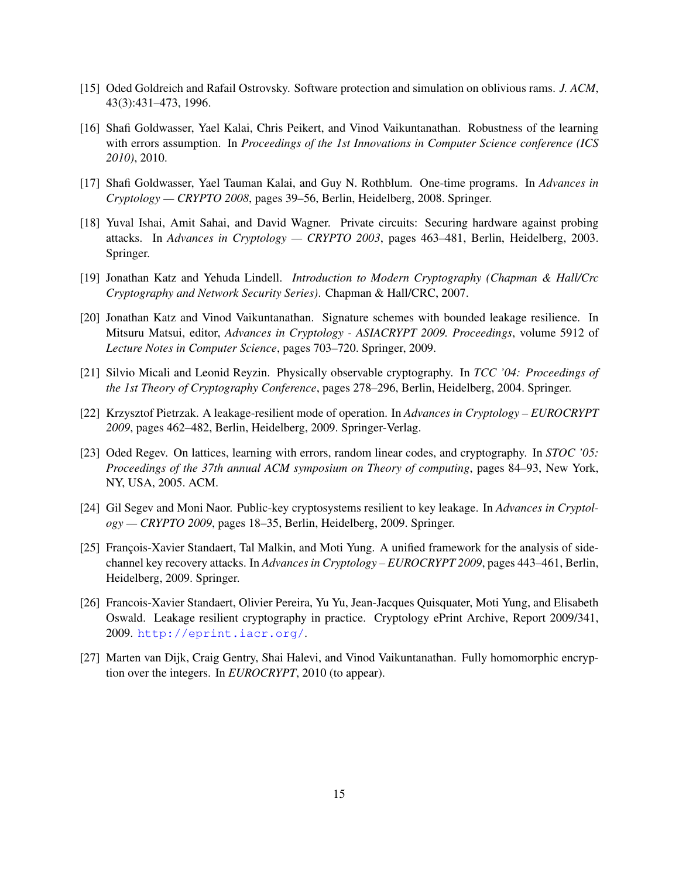[15] Oded Goldreich and Rafail Ostrovsky. Software protection and simulation on oblivious rams. *J. ACM*, 43(3):431–473, 1996.

[16] Shafi Goldwasser, Yael Kalai, Chris Peikert, and Vinod Vaikuntanathan. Robustness of the learning with errors assumption. In *Proceedings of the 1st Innovations in Computer Science conference (ICS 2010)*, 2010.

[17] Shafi Goldwasser, Yael Tauman Kalai, and Guy N. Rothblum. One-time programs. In *Advances in Cryptology — CRYPTO 2008*, pages 39–56, Berlin, Heidelberg, 2008. Springer.

[18] Yuval Ishai, Amit Sahai, and David Wagner. Private circuits: Securing hardware against probing attacks. In *Advances in Cryptology — CRYPTO 2003*, pages 463–481, Berlin, Heidelberg, 2003. Springer.

[19] Jonathan Katz and Yehuda Lindell. *Introduction to Modern Cryptography (Chapman & Hall/Crc Cryptography and Network Security Series)*. Chapman & Hall/CRC, 2007.

[20] Jonathan Katz and Vinod Vaikuntanathan. Signature schemes with bounded leakage resilience. In Mitsuru Matsui, editor, *Advances in Cryptology - ASIACRYPT 2009. Proceedings*, volume 5912 of *Lecture Notes in Computer Science*, pages 703–720. Springer, 2009.

[21] Silvio Micali and Leonid Reyzin. Physically observable cryptography. In *TCC '04: Proceedings of the 1st Theory of Cryptography Conference*, pages 278–296, Berlin, Heidelberg, 2004. Springer.

[22] Krzysztof Pietrzak. A leakage-resilient mode of operation. In *Advances in Cryptology – EUROCRYPT 2009*, pages 462–482, Berlin, Heidelberg, 2009. Springer-Verlag.

[23] Oded Regev. On lattices, learning with errors, random linear codes, and cryptography. In *STOC '05: Proceedings of the 37th annual ACM symposium on Theory of computing*, pages 84–93, New York, NY, USA, 2005. ACM.

[24] Gil Segev and Moni Naor. Public-key cryptosystems resilient to key leakage. In *Advances in Cryptology — CRYPTO 2009*, pages 18–35, Berlin, Heidelberg, 2009. Springer.

[25] François-Xavier Standaert, Tal Malkin, and Moti Yung. A unified framework for the analysis of side-channel key recovery attacks. In *Advances in Cryptology – EUROCRYPT 2009*, pages 443–461, Berlin, Heidelberg, 2009. Springer.

[26] Francois-Xavier Standaert, Olivier Pereira, Yu Yu, Jean-Jacques Quisquater, Moti Yung, and Elisabeth Oswald. Leakage resilient cryptography in practice. Cryptology ePrint Archive, Report 2009/341, 2009. http://eprint.iacr.org/.

[27] Marten van Dijk, Craig Gentry, Shai Halevi, and Vinod Vaikuntanathan. Fully homomorphic encryption over the integers. In *EUROCRYPT*, 2010 (to appear).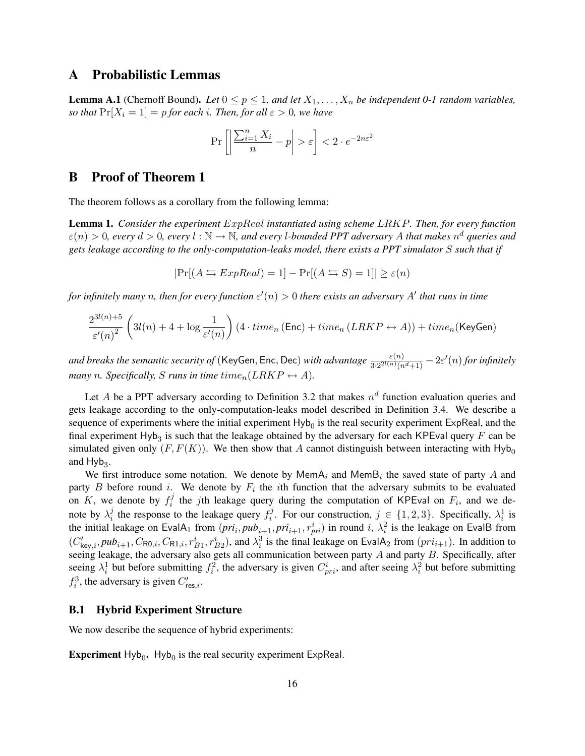# A Probabilistic Lemmas

**Lemma A.1** (Chernoff Bound). *Let $0 \le p \le 1$, and let $X_1, \ldots, X_n$ be independent 0-1 random variables, so that $\Pr[X_i = 1] = p$ for each $i$. Then, for all $\varepsilon > 0$, we have*

$$\Pr\left[\left|\frac{\sum_{i=1}^{n} X_i}{n} - p\right| > \varepsilon\right] < 2 \cdot e^{-2n\varepsilon^2}$$

# B Proof of Theorem 1

The theorem follows as a corollary from the following lemma:

**Lemma 1.** *Consider the experiment $ExpReal$ instantiated using scheme $LRKP$. Then, for every function $\varepsilon(n) > 0$, every $d > 0$, every $l : \mathbb{N} \to \mathbb{N}$, and every $l$-bounded PPT adversary $A$ that makes $n^d$ queries and gets leakage according to the only-computation-leaks model, there exists a PPT simulator $S$ such that if*

$$|\Pr[(A \leftrightarrows ExpReal) = 1] - \Pr[(A \leftrightarrows S) = 1]| \ge \varepsilon(n)$$

*for infinitely many $n$, then for every function $\varepsilon'(n) > 0$ there exists an adversary $A'$ that runs in time*

$$\frac{2^{3l(n)+5}}{\varepsilon'(n)^2}\left(3l(n) + 4 + \log\frac{1}{\varepsilon'(n)}\right)\left(4 \cdot time_n\left(\mathsf{Enc}\right) + time_n\left(LRKP \leftrightarrow A\right)\right) + time_n(\mathsf{KeyGen})$$

*and breaks the semantic security of $(\mathsf{KeyGen}, \mathsf{Enc}, \mathsf{Dec})$ with advantage $\frac{\varepsilon(n)}{3 \cdot 2^{2l(n)}(n^d+1)} - 2\varepsilon'(n)$ for infinitely many $n$. Specifically, $S$ runs in time $time_n(LRKP \leftrightarrow A)$.*

Let $A$ be a PPT adversary according to Definition 3.2 that makes $n^d$ function evaluation queries and gets leakage according to the only-computation-leaks model described in Definition 3.4. We describe a sequence of experiments where the initial experiment $\mathsf{Hyb}_0$ is the real security experiment $\mathsf{ExpReal}$, and the final experiment $\mathsf{Hyb}_3$ is such that the leakage obtained by the adversary for each $\mathsf{KPEval}$ query $F$ can be simulated given only $(F, F(K))$. We then show that $A$ cannot distinguish between interacting with $\mathsf{Hyb}_0$ and $\mathsf{Hyb}_3$.

We first introduce some notation. We denote by $\mathsf{MemA}_i$ and $\mathsf{MemB}_i$ the saved state of party $A$ and party $B$ before round $i$. We denote by $F_i$ the $i$th function that the adversary submits to be evaluated on $K$, we denote by $f_i^j$ the $j$th leakage query during the computation of $\mathsf{KPEval}$ on $F_i$, and we denote by $\lambda_i^j$ the response to the leakage query $f_i^j$. For our construction, $j \in \{1, 2, 3\}$. Specifically, $\lambda_i^1$ is the initial leakage on $\mathsf{EvalA}_1$ from $(pri_i, pub_{i+1}, pri_{i+1}, r_{pri}^i)$ in round $i$, $\lambda_i^2$ is the leakage on $\mathsf{EvalB}$ from $(C'_{\mathsf{key},i}, pub_{i+1}, C_{\mathsf{R0},i}, C_{\mathsf{R1},i}, r_{B1}^i, r_{B2}^i)$, and $\lambda_i^3$ is the final leakage on $\mathsf{EvalA}_2$ from $(pri_{i+1})$. In addition to seeing leakage, the adversary also gets all communication between party $A$ and party $B$. Specifically, after seeing $\lambda_i^1$ but before submitting $f_i^2$, the adversary is given $C_{pri}^i$, and after seeing $\lambda_i^2$ but before submitting $f_i^3$, the adversary is given $C'_{\mathsf{res},i}$.

## B.1 Hybrid Experiment Structure

We now describe the sequence of hybrid experiments:

**Experiment $\mathsf{Hyb}_0$.** $\mathsf{Hyb}_0$ is the real security experiment $\mathsf{ExpReal}$.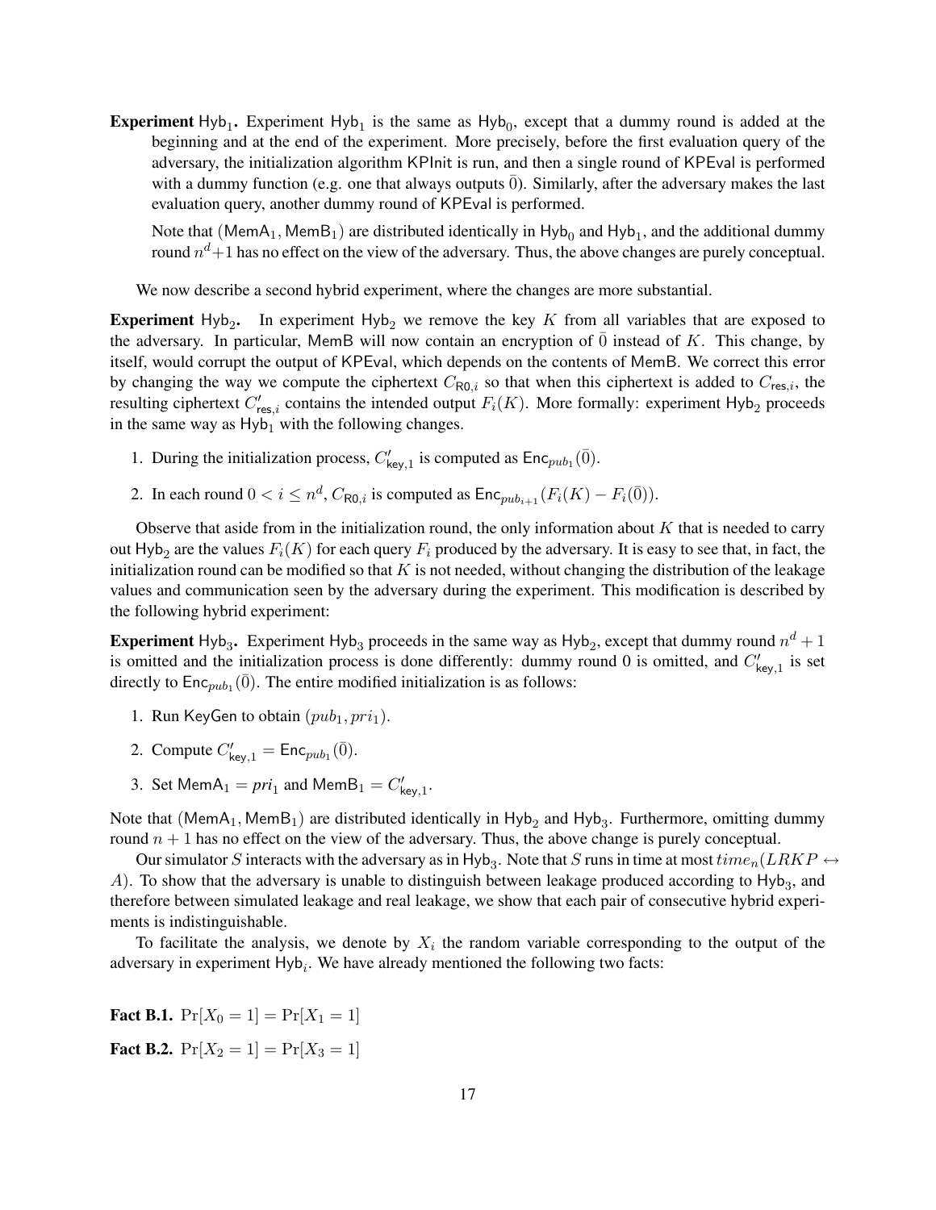**Experiment** $\mathsf{Hyb}_1$**.** Experiment $\mathsf{Hyb}_1$ is the same as $\mathsf{Hyb}_0$, except that a dummy round is added at the beginning and at the end of the experiment. More precisely, before the first evaluation query of the adversary, the initialization algorithm $\mathsf{KPInit}$ is run, and then a single round of $\mathsf{KPEval}$ is performed with a dummy function (e.g. one that always outputs $\bar{0}$). Similarly, after the adversary makes the last evaluation query, another dummy round of $\mathsf{KPEval}$ is performed.

Note that $(\mathsf{MemA}_1, \mathsf{MemB}_1)$ are distributed identically in $\mathsf{Hyb}_0$ and $\mathsf{Hyb}_1$, and the additional dummy round $n^d+1$ has no effect on the view of the adversary. Thus, the above changes are purely conceptual.

We now describe a second hybrid experiment, where the changes are more substantial.

**Experiment** $\mathsf{Hyb}_2$**.** In experiment $\mathsf{Hyb}_2$ we remove the key $K$ from all variables that are exposed to the adversary. In particular, $\mathsf{MemB}$ will now contain an encryption of $\bar{0}$ instead of $K$. This change, by itself, would corrupt the output of $\mathsf{KPEval}$, which depends on the contents of $\mathsf{MemB}$. We correct this error by changing the way we compute the ciphertext $C_{\mathsf{R0},i}$ so that when this ciphertext is added to $C_{\mathsf{res},i}$, the resulting ciphertext $C'_{\mathsf{res},i}$ contains the intended output $F_i(K)$. More formally: experiment $\mathsf{Hyb}_2$ proceeds in the same way as $\mathsf{Hyb}_1$ with the following changes.

1. During the initialization process, $C'_{\mathsf{key},1}$ is computed as $\mathsf{Enc}_{pub_1}(\bar{0})$.
2. In each round $0 < i \le n^d$, $C_{\mathsf{R0},i}$ is computed as $\mathsf{Enc}_{pub_{i+1}}(F_i(K) - F_i(\bar{0}))$.

Observe that aside from in the initialization round, the only information about $K$ that is needed to carry out $\mathsf{Hyb}_2$ are the values $F_i(K)$ for each query $F_i$ produced by the adversary. It is easy to see that, in fact, the initialization round can be modified so that $K$ is not needed, without changing the distribution of the leakage values and communication seen by the adversary during the experiment. This modification is described by the following hybrid experiment:

**Experiment** $\mathsf{Hyb}_3$**.** Experiment $\mathsf{Hyb}_3$ proceeds in the same way as $\mathsf{Hyb}_2$, except that dummy round $n^d+1$ is omitted and the initialization process is done differently: dummy round 0 is omitted, and $C'_{\mathsf{key},1}$ is set directly to $\mathsf{Enc}_{pub_1}(\bar{0})$. The entire modified initialization is as follows:

1. Run $\mathsf{KeyGen}$ to obtain $(pub_1, pri_1)$.
2. Compute $C'_{\mathsf{key},1} = \mathsf{Enc}_{pub_1}(\bar{0})$.
3. Set $\mathsf{MemA}_1 = pri_1$ and $\mathsf{MemB}_1 = C'_{\mathsf{key},1}$.

Note that $(\mathsf{MemA}_1, \mathsf{MemB}_1)$ are distributed identically in $\mathsf{Hyb}_2$ and $\mathsf{Hyb}_3$. Furthermore, omitting dummy round $n+1$ has no effect on the view of the adversary. Thus, the above change is purely conceptual.

Our simulator $S$ interacts with the adversary as in $\mathsf{Hyb}_3$. Note that $S$ runs in time at most $time_n(LRKP \leftrightarrow A)$. To show that the adversary is unable to distinguish between leakage produced according to $\mathsf{Hyb}_3$, and therefore between simulated leakage and real leakage, we show that each pair of consecutive hybrid experiments is indistinguishable.

To facilitate the analysis, we denote by $X_i$ the random variable corresponding to the output of the adversary in experiment $\mathsf{Hyb}_i$. We have already mentioned the following two facts:

**Fact B.1.** $\Pr[X_0 = 1] = \Pr[X_1 = 1]$

**Fact B.2.** $\Pr[X_2 = 1] = \Pr[X_3 = 1]$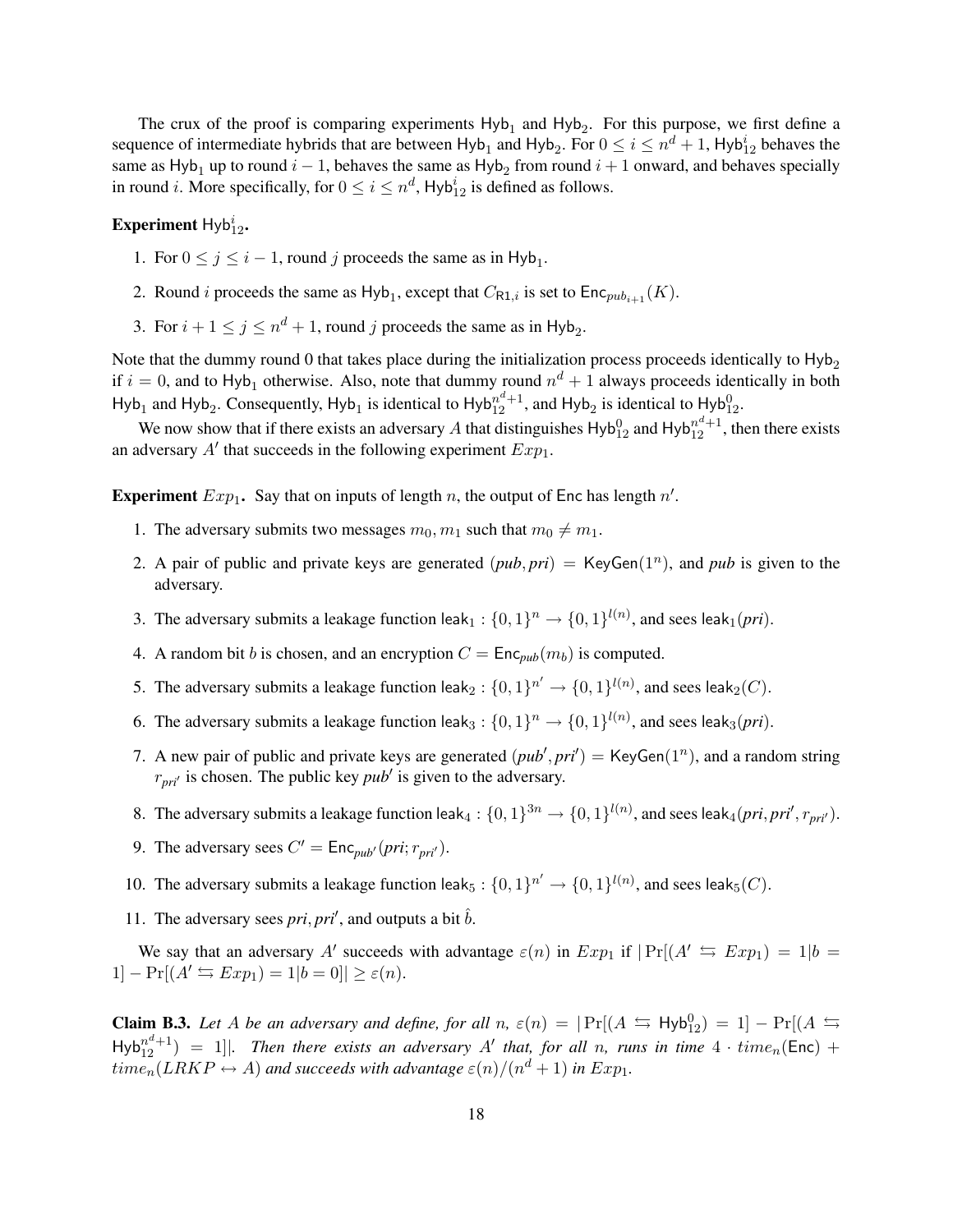The crux of the proof is comparing experiments $\mathsf{Hyb}_1$ and $\mathsf{Hyb}_2$. For this purpose, we first define a sequence of intermediate hybrids that are between $\mathsf{Hyb}_1$ and $\mathsf{Hyb}_2$. For $0 \leq i \leq n^d+1$, $\mathsf{Hyb}_{12}^i$ behaves the same as $\mathsf{Hyb}_1$ up to round $i-1$, behaves the same as $\mathsf{Hyb}_2$ from round $i+1$ onward, and behaves specially in round $i$. More specifically, for $0 \leq i \leq n^d$, $\mathsf{Hyb}_{12}^i$ is defined as follows.

**Experiment $\mathsf{Hyb}_{12}^i$.**

1. For $0 \leq j \leq i-1$, round $j$ proceeds the same as in $\mathsf{Hyb}_1$.
2. Round $i$ proceeds the same as $\mathsf{Hyb}_1$, except that $C_{\mathsf{R1},i}$ is set to $\mathsf{Enc}_{pub_{i+1}}(K)$.
3. For $i+1 \leq j \leq n^d+1$, round $j$ proceeds the same as in $\mathsf{Hyb}_2$.

Note that the dummy round 0 that takes place during the initialization process proceeds identically to $\mathsf{Hyb}_2$ if $i=0$, and to $\mathsf{Hyb}_1$ otherwise. Also, note that dummy round $n^d+1$ always proceeds identically in both $\mathsf{Hyb}_1$ and $\mathsf{Hyb}_2$. Consequently, $\mathsf{Hyb}_1$ is identical to $\mathsf{Hyb}_{12}^{n^d+1}$, and $\mathsf{Hyb}_2$ is identical to $\mathsf{Hyb}_{12}^0$.

We now show that if there exists an adversary $A$ that distinguishes $\mathsf{Hyb}_{12}^0$ and $\mathsf{Hyb}_{12}^{n^d+1}$, then there exists an adversary $A'$ that succeeds in the following experiment $Exp_1$.

**Experiment $Exp_1$.** Say that on inputs of length $n$, the output of $\mathsf{Enc}$ has length $n'$.

1. The adversary submits two messages $m_0, m_1$ such that $m_0 \neq m_1$.
2. A pair of public and private keys are generated $(\mathit{pub}, \mathit{pri}) = \mathsf{KeyGen}(1^n)$, and $\mathit{pub}$ is given to the adversary.
3. The adversary submits a leakage function $\mathsf{leak}_1 : \{0,1\}^n \to \{0,1\}^{l(n)}$, and sees $\mathsf{leak}_1(\mathit{pri})$.
4. A random bit $b$ is chosen, and an encryption $C = \mathsf{Enc}_{\mathit{pub}}(m_b)$ is computed.
5. The adversary submits a leakage function $\mathsf{leak}_2 : \{0,1\}^{n'} \to \{0,1\}^{l(n)}$, and sees $\mathsf{leak}_2(C)$.
6. The adversary submits a leakage function $\mathsf{leak}_3 : \{0,1\}^n \to \{0,1\}^{l(n)}$, and sees $\mathsf{leak}_3(\mathit{pri})$.
7. A new pair of public and private keys are generated $(\mathit{pub}', \mathit{pri}') = \mathsf{KeyGen}(1^n)$, and a random string $r_{\mathit{pri}'}$ is chosen. The public key $\mathit{pub}'$ is given to the adversary.
8. The adversary submits a leakage function $\mathsf{leak}_4 : \{0,1\}^{3n} \to \{0,1\}^{l(n)}$, and sees $\mathsf{leak}_4(\mathit{pri}, \mathit{pri}', r_{\mathit{pri}'})$.
9. The adversary sees $C' = \mathsf{Enc}_{\mathit{pub}'}(\mathit{pri}; r_{\mathit{pri}'})$.
10. The adversary submits a leakage function $\mathsf{leak}_5 : \{0,1\}^{n'} \to \{0,1\}^{l(n)}$, and sees $\mathsf{leak}_5(C)$.
11. The adversary sees $\mathit{pri}, \mathit{pri}'$, and outputs a bit $\hat{b}$.

We say that an adversary $A'$ succeeds with advantage $\varepsilon(n)$ in $Exp_1$ if $|\Pr[(A' \leftrightarrows Exp_1) = 1|b = 1] - \Pr[(A' \leftrightarrows Exp_1) = 1|b = 0]| \geq \varepsilon(n)$.

**Claim B.3.** *Let $A$ be an adversary and define, for all $n$, $\varepsilon(n) = |\Pr[(A \leftrightarrows \mathsf{Hyb}_{12}^0) = 1] - \Pr[(A \leftrightarrows \mathsf{Hyb}_{12}^{n^d+1}) = 1]|$. Then there exists an adversary $A'$ that, for all $n$, runs in time $4 \cdot time_n(\mathsf{Enc}) + time_n(LRKP \leftrightarrow A)$ and succeeds with advantage $\varepsilon(n)/(n^d+1)$ in $Exp_1$.*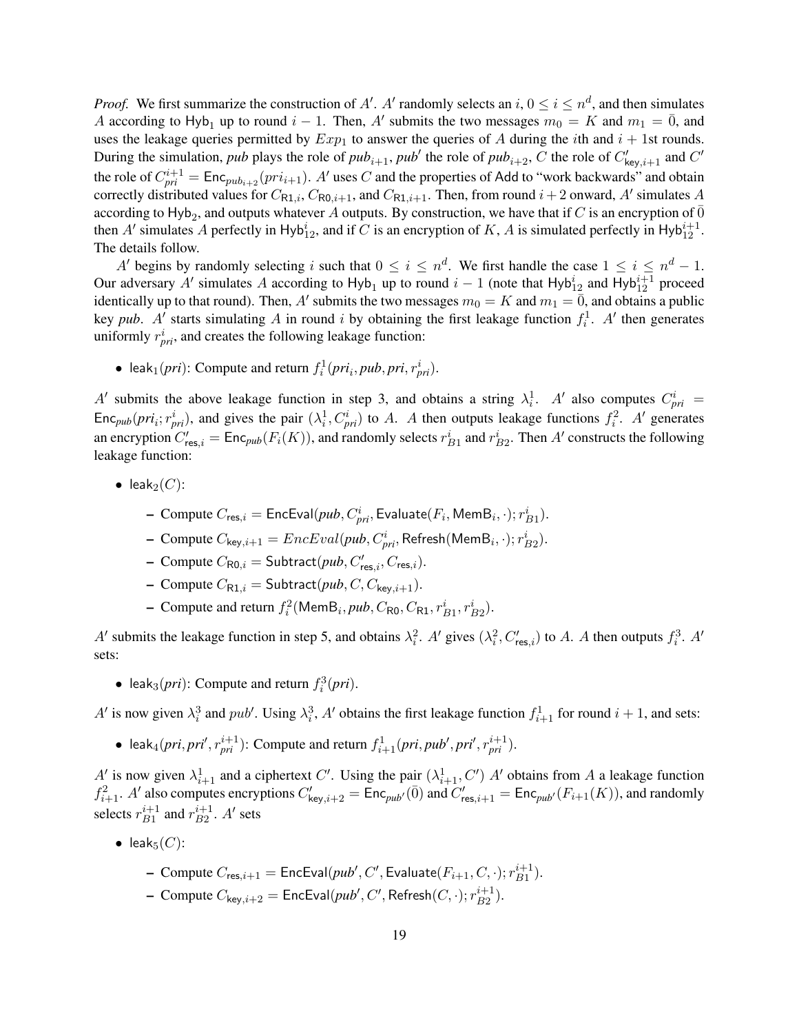*Proof.* We first summarize the construction of $A'$. $A'$ randomly selects an $i$, $0 \leq i \leq n^d$, and then simulates $A$ according to $\mathsf{Hyb}_1$ up to round $i-1$. Then, $A'$ submits the two messages $m_0 = K$ and $m_1 = \bar{0}$, and uses the leakage queries permitted by $Exp_1$ to answer the queries of $A$ during the $i$th and $i+1$st rounds. During the simulation, *pub* plays the role of $pub_{i+1}$, $pub'$ the role of $pub_{i+2}$, $C$ the role of $C'_{\mathsf{key},i+1}$ and $C'$ the role of $C^{i+1}_{pri} = \mathsf{Enc}_{pub_{i+2}}(pri_{i+1})$. $A'$ uses $C$ and the properties of Add to "work backwards" and obtain correctly distributed values for $C_{\mathsf{R1},i}$, $C_{\mathsf{R0},i+1}$, and $C_{\mathsf{R1},i+1}$. Then, from round $i+2$ onward, $A'$ simulates $A$ according to $\mathsf{Hyb}_2$, and outputs whatever $A$ outputs. By construction, we have that if $C$ is an encryption of $\bar{0}$ then $A'$ simulates $A$ perfectly in $\mathsf{Hyb}^i_{12}$, and if $C$ is an encryption of $K$, $A$ is simulated perfectly in $\mathsf{Hyb}^{i+1}_{12}$. The details follow.

$A'$ begins by randomly selecting $i$ such that $0 \leq i \leq n^d$. We first handle the case $1 \leq i \leq n^d - 1$. Our adversary $A'$ simulates $A$ according to $\mathsf{Hyb}_1$ up to round $i-1$ (note that $\mathsf{Hyb}^i_{12}$ and $\mathsf{Hyb}^{i+1}_{12}$ proceed identically up to that round). Then, $A'$ submits the two messages $m_0 = K$ and $m_1 = \bar{0}$, and obtains a public key *pub*. $A'$ starts simulating $A$ in round $i$ by obtaining the first leakage function $f^1_i$. $A'$ then generates uniformly $r^i_{pri}$, and creates the following leakage function:

- $\mathsf{leak}_1(pri)$: Compute and return $f^1_i(pri_i, pub, pri, r^i_{pri})$.

$A'$ submits the above leakage function in step 3, and obtains a string $\lambda^1_i$. $A'$ also computes $C^i_{pri} = \mathsf{Enc}_{pub}(pri_i; r^i_{pri})$, and gives the pair $(\lambda^1_i, C^i_{pri})$ to $A$. $A$ then outputs leakage functions $f^2_i$. $A'$ generates an encryption $C'_{\mathsf{res},i} = \mathsf{Enc}_{pub}(F_i(K))$, and randomly selects $r^i_{B1}$ and $r^i_{B2}$. Then $A'$ constructs the following leakage function:

- $\mathsf{leak}_2(C)$:
  - Compute $C_{\mathsf{res},i} = \mathsf{EncEval}(pub, C^i_{pri}, \mathsf{Evaluate}(F_i, \mathsf{MemB}_i, \cdot); r^i_{B1})$.
  - Compute $C_{\mathsf{key},i+1} = EncEval(pub, C^i_{pri}, \mathsf{Refresh}(\mathsf{MemB}_i, \cdot); r^i_{B2})$.
  - Compute $C_{\mathsf{R0},i} = \mathsf{Subtract}(pub, C'_{\mathsf{res},i}, C_{\mathsf{res},i})$.
  - Compute $C_{\mathsf{R1},i} = \mathsf{Subtract}(pub, C, C_{\mathsf{key},i+1})$.
  - Compute and return $f^2_i(\mathsf{MemB}_i, pub, C_{\mathsf{R0}}, C_{\mathsf{R1}}, r^i_{B1}, r^i_{B2})$.

$A'$ submits the leakage function in step 5, and obtains $\lambda^2_i$. $A'$ gives $(\lambda^2_i, C'_{\mathsf{res},i})$ to $A$. $A$ then outputs $f^3_i$. $A'$ sets:

- $\mathsf{leak}_3(pri)$: Compute and return $f^3_i(pri)$.

$A'$ is now given $\lambda^3_i$ and $pub'$. Using $\lambda^3_i$, $A'$ obtains the first leakage function $f^1_{i+1}$ for round $i+1$, and sets:

- $\mathsf{leak}_4(pri, pri', r^{i+1}_{pri})$: Compute and return $f^1_{i+1}(pri, pub', pri', r^{i+1}_{pri})$.

$A'$ is now given $\lambda^1_{i+1}$ and a ciphertext $C'$. Using the pair $(\lambda^1_{i+1}, C')$ $A'$ obtains from $A$ a leakage function $f^2_{i+1}$. $A'$ also computes encryptions $C'_{\mathsf{key},i+2} = \mathsf{Enc}_{pub'}(\bar{0})$ and $C'_{\mathsf{res},i+1} = \mathsf{Enc}_{pub'}(F_{i+1}(K))$, and randomly selects $r^{i+1}_{B1}$ and $r^{i+1}_{B2}$. $A'$ sets

- $\mathsf{leak}_5(C)$:
  - Compute $C_{\mathsf{res},i+1} = \mathsf{EncEval}(pub', C', \mathsf{Evaluate}(F_{i+1}, C, \cdot); r^{i+1}_{B1})$.
  - Compute $C_{\mathsf{key},i+2} = \mathsf{EncEval}(pub', C', \mathsf{Refresh}(C, \cdot); r^{i+1}_{B2})$.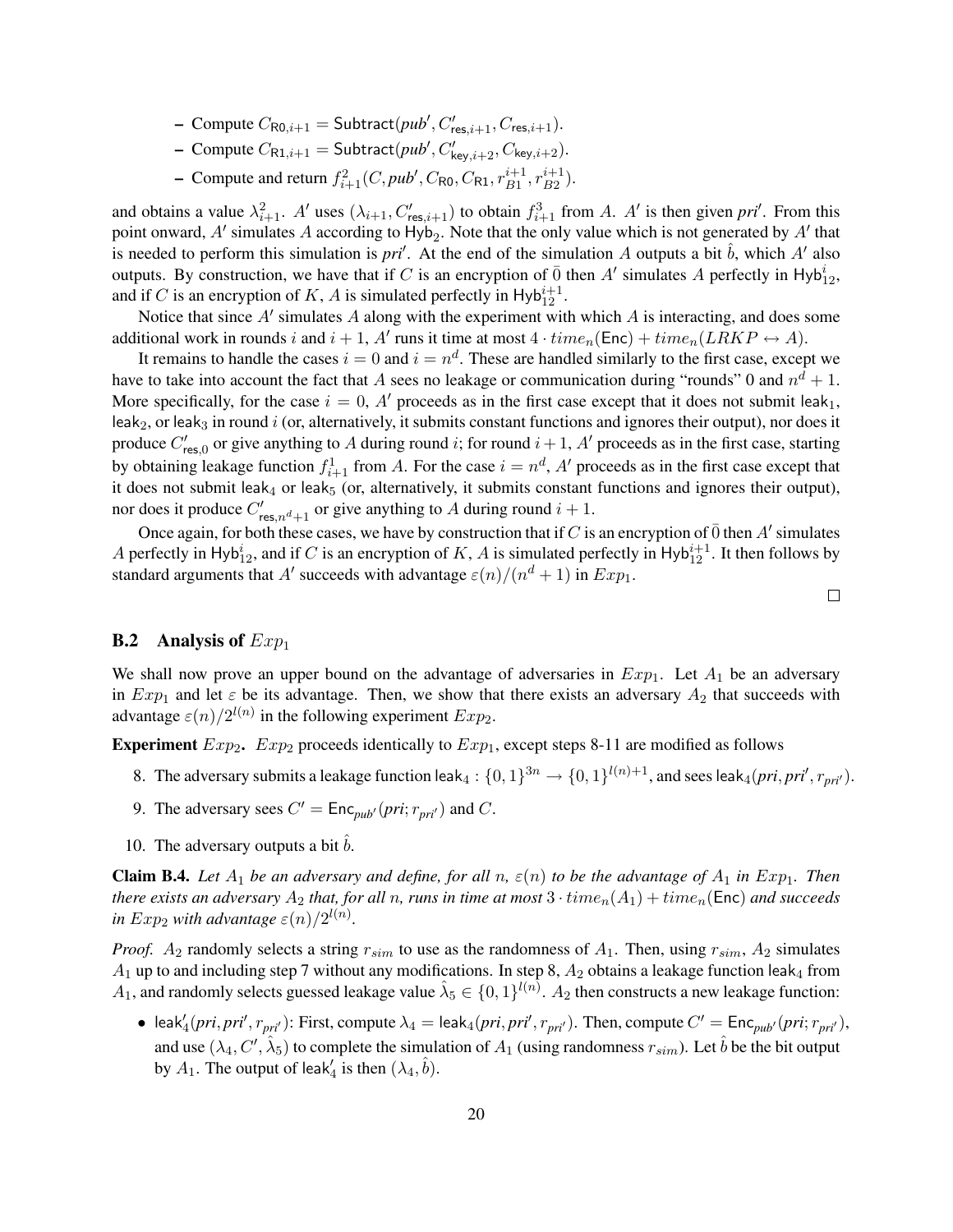- Compute $C_{\mathsf{R0},i+1} = \mathsf{Subtract}(pub', C'_{\mathsf{res},i+1}, C_{\mathsf{res},i+1})$.
- Compute $C_{\mathsf{R1},i+1} = \mathsf{Subtract}(pub', C'_{\mathsf{key},i+2}, C_{\mathsf{key},i+2})$.
- Compute and return $f^2_{i+1}(C, pub', C_{\mathsf{R0}}, C_{\mathsf{R1}}, r^{i+1}_{B1}, r^{i+1}_{B2})$.

and obtains a value $\lambda^2_{i+1}$. $A'$ uses $(\lambda_{i+1}, C'_{\mathsf{res},i+1})$ to obtain $f^3_{i+1}$ from $A$. $A'$ is then given $pri'$. From this point onward, $A'$ simulates $A$ according to $\mathsf{Hyb}_2$. Note that the only value which is not generated by $A'$ that is needed to perform this simulation is $pri'$. At the end of the simulation $A$ outputs a bit $\hat{b}$, which $A'$ also outputs. By construction, we have that if $C$ is an encryption of $\bar{0}$ then $A'$ simulates $A$ perfectly in $\mathsf{Hyb}^i_{12}$, and if $C$ is an encryption of $K$, $A$ is simulated perfectly in $\mathsf{Hyb}^{i+1}_{12}$.

Notice that since $A'$ simulates $A$ along with the experiment with which $A$ is interacting, and does some additional work in rounds $i$ and $i+1$, $A'$ runs it time at most $4 \cdot time_n(\mathsf{Enc}) + time_n(LRKP \leftrightarrow A)$.

It remains to handle the cases $i = 0$ and $i = n^d$. These are handled similarly to the first case, except we have to take into account the fact that $A$ sees no leakage or communication during "rounds" 0 and $n^d + 1$. More specifically, for the case $i = 0$, $A'$ proceeds as in the first case except that it does not submit $\mathsf{leak}_1$, $\mathsf{leak}_2$, or $\mathsf{leak}_3$ in round $i$ (or, alternatively, it submits constant functions and ignores their output), nor does it produce $C'_{\mathsf{res},0}$ or give anything to $A$ during round $i$; for round $i+1$, $A'$ proceeds as in the first case, starting by obtaining leakage function $f^1_{i+1}$ from $A$. For the case $i = n^d$, $A'$ proceeds as in the first case except that it does not submit $\mathsf{leak}_4$ or $\mathsf{leak}_5$ (or, alternatively, it submits constant functions and ignores their output), nor does it produce $C'_{\mathsf{res},n^d+1}$ or give anything to $A$ during round $i+1$.

Once again, for both these cases, we have by construction that if $C$ is an encryption of $\bar{0}$ then $A'$ simulates $A$ perfectly in $\mathsf{Hyb}^i_{12}$, and if $C$ is an encryption of $K$, $A$ is simulated perfectly in $\mathsf{Hyb}^{i+1}_{12}$. It then follows by standard arguments that $A'$ succeeds with advantage $\varepsilon(n)/(n^d + 1)$ in $Exp_1$.

□

### B.2 Analysis of $Exp_1$

We shall now prove an upper bound on the advantage of adversaries in $Exp_1$. Let $A_1$ be an adversary in $Exp_1$ and let $\varepsilon$ be its advantage. Then, we show that there exists an adversary $A_2$ that succeeds with advantage $\varepsilon(n)/2^{l(n)}$ in the following experiment $Exp_2$.

**Experiment** $Exp_2$**.** $Exp_2$ proceeds identically to $Exp_1$, except steps 8-11 are modified as follows

8. The adversary submits a leakage function $\mathsf{leak}_4 : \{0,1\}^{3n} \to \{0,1\}^{l(n)+1}$, and sees $\mathsf{leak}_4(pri, pri', r_{pri'})$.
9. The adversary sees $C' = \mathsf{Enc}_{pub'}(pri; r_{pri'})$ and $C$.
10. The adversary outputs a bit $\hat{b}$.

**Claim B.4.** *Let $A_1$ be an adversary and define, for all $n$, $\varepsilon(n)$ to be the advantage of $A_1$ in $Exp_1$. Then there exists an adversary $A_2$ that, for all $n$, runs in time at most $3 \cdot time_n(A_1) + time_n(\mathsf{Enc})$ and succeeds in $Exp_2$ with advantage $\varepsilon(n)/2^{l(n)}$.*

*Proof.* $A_2$ randomly selects a string $r_{sim}$ to use as the randomness of $A_1$. Then, using $r_{sim}$, $A_2$ simulates $A_1$ up to and including step 7 without any modifications. In step 8, $A_2$ obtains a leakage function $\mathsf{leak}_4$ from $A_1$, and randomly selects guessed leakage value $\hat{\lambda}_5 \in \{0,1\}^{l(n)}$. $A_2$ then constructs a new leakage function:

- $\mathsf{leak}'_4(pri, pri', r_{pri'})$: First, compute $\lambda_4 = \mathsf{leak}_4(pri, pri', r_{pri'})$. Then, compute $C' = \mathsf{Enc}_{pub'}(pri; r_{pri'})$, and use $(\lambda_4, C', \hat{\lambda}_5)$ to complete the simulation of $A_1$ (using randomness $r_{sim}$). Let $\hat{b}$ be the bit output by $A_1$. The output of $\mathsf{leak}'_4$ is then $(\lambda_4, \hat{b})$.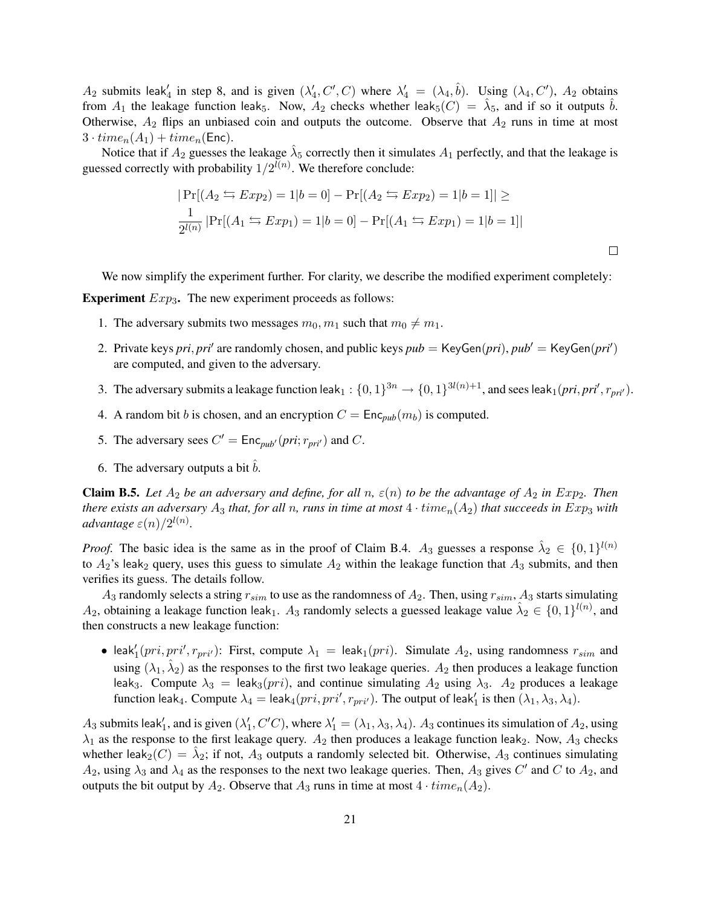$A_2$ submits $\mathsf{leak}_4'$ in step 8, and is given $(\lambda_4', C', C)$ where $\lambda_4' = (\lambda_4, \hat{b})$. Using $(\lambda_4, C')$, $A_2$ obtains from $A_1$ the leakage function $\mathsf{leak}_5$. Now, $A_2$ checks whether $\mathsf{leak}_5(C) = \hat{\lambda}_5$, and if so it outputs $\hat{b}$. Otherwise, $A_2$ flips an unbiased coin and outputs the outcome. Observe that $A_2$ runs in time at most $3 \cdot time_n(A_1) + time_n(\mathsf{Enc})$.

Notice that if $A_2$ guesses the leakage $\hat{\lambda}_5$ correctly then it simulates $A_1$ perfectly, and that the leakage is guessed correctly with probability $1/2^{l(n)}$. We therefore conclude:

$$|\Pr[(A_2 \leftrightarrows Exp_2) = 1 | b = 0] - \Pr[(A_2 \leftrightarrows Exp_2) = 1 | b = 1]| \geq$$
$$\frac{1}{2^{l(n)}} |\Pr[(A_1 \leftrightarrows Exp_1) = 1 | b = 0] - \Pr[(A_1 \leftrightarrows Exp_1) = 1 | b = 1]|$$

□

We now simplify the experiment further. For clarity, we describe the modified experiment completely:

**Experiment** $Exp_3$**.** The new experiment proceeds as follows:

1. The adversary submits two messages $m_0, m_1$ such that $m_0 \neq m_1$.
2. Private keys $pri, pri'$ are randomly chosen, and public keys $pub = \mathsf{KeyGen}(pri)$, $pub' = \mathsf{KeyGen}(pri')$ are computed, and given to the adversary.
3. The adversary submits a leakage function $\mathsf{leak}_1 : \{0,1\}^{3n} \to \{0,1\}^{3l(n)+1}$, and sees $\mathsf{leak}_1(pri, pri', r_{pri'})$.
4. A random bit $b$ is chosen, and an encryption $C = \mathsf{Enc}_{pub}(m_b)$ is computed.
5. The adversary sees $C' = \mathsf{Enc}_{pub'}(pri; r_{pri'})$ and $C$.
6. The adversary outputs a bit $\hat{b}$.

**Claim B.5.** *Let $A_2$ be an adversary and define, for all $n$, $\varepsilon(n)$ to be the advantage of $A_2$ in $Exp_2$. Then there exists an adversary $A_3$ that, for all $n$, runs in time at most $4 \cdot time_n(A_2)$ that succeeds in $Exp_3$ with advantage $\varepsilon(n)/2^{l(n)}$.*

*Proof.* The basic idea is the same as in the proof of Claim B.4. $A_3$ guesses a response $\hat{\lambda}_2 \in \{0,1\}^{l(n)}$ to $A_2$'s $\mathsf{leak}_2$ query, uses this guess to simulate $A_2$ within the leakage function that $A_3$ submits, and then verifies its guess. The details follow.

$A_3$ randomly selects a string $r_{sim}$ to use as the randomness of $A_2$. Then, using $r_{sim}$, $A_3$ starts simulating $A_2$, obtaining a leakage function $\mathsf{leak}_1$. $A_3$ randomly selects a guessed leakage value $\hat{\lambda}_2 \in \{0,1\}^{l(n)}$, and then constructs a new leakage function:

- $\mathsf{leak}_1'(pri, pri', r_{pri'})$: First, compute $\lambda_1 = \mathsf{leak}_1(pri)$. Simulate $A_2$, using randomness $r_{sim}$ and using $(\lambda_1, \hat{\lambda}_2)$ as the responses to the first two leakage queries. $A_2$ then produces a leakage function $\mathsf{leak}_3$. Compute $\lambda_3 = \mathsf{leak}_3(pri)$, and continue simulating $A_2$ using $\lambda_3$. $A_2$ produces a leakage function $\mathsf{leak}_4$. Compute $\lambda_4 = \mathsf{leak}_4(pri, pri', r_{pri'})$. The output of $\mathsf{leak}_1'$ is then $(\lambda_1, \lambda_3, \lambda_4)$.

$A_3$ submits $\mathsf{leak}_1'$, and is given $(\lambda_1', C'C)$, where $\lambda_1' = (\lambda_1, \lambda_3, \lambda_4)$. $A_3$ continues its simulation of $A_2$, using $\lambda_1$ as the response to the first leakage query. $A_2$ then produces a leakage function $\mathsf{leak}_2$. Now, $A_3$ checks whether $\mathsf{leak}_2(C) = \hat{\lambda}_2$; if not, $A_3$ outputs a randomly selected bit. Otherwise, $A_3$ continues simulating $A_2$, using $\lambda_3$ and $\lambda_4$ as the responses to the next two leakage queries. Then, $A_3$ gives $C'$ and $C$ to $A_2$, and outputs the bit output by $A_2$. Observe that $A_3$ runs in time at most $4 \cdot time_n(A_2)$.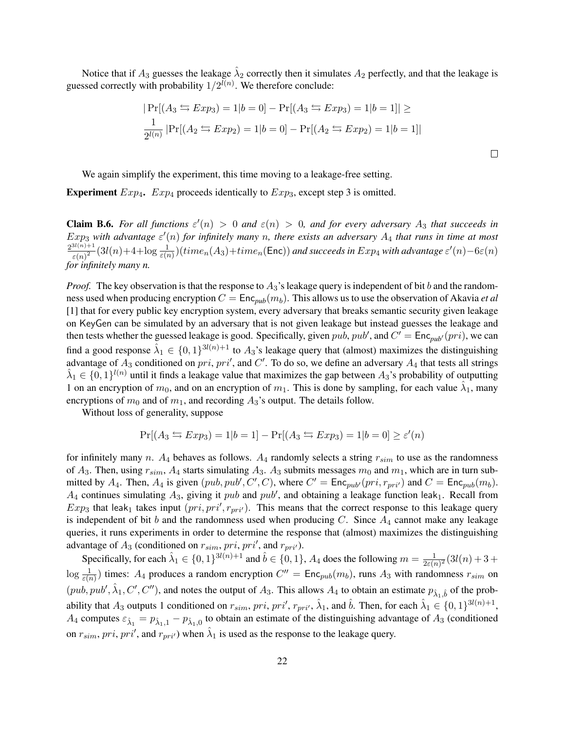Notice that if $A_3$ guesses the leakage $\hat{\lambda}_2$ correctly then it simulates $A_2$ perfectly, and that the leakage is guessed correctly with probability $1/2^{l(n)}$. We therefore conclude:

$$
\begin{aligned}
&|\Pr[(A_3 \leftrightarrows Exp_3) = 1 | b = 0] - \Pr[(A_3 \leftrightarrows Exp_3) = 1 | b = 1]| \geq \\
&\frac{1}{2^{l(n)}} |\Pr[(A_2 \leftrightarrows Exp_2) = 1 | b = 0] - \Pr[(A_2 \leftrightarrows Exp_2) = 1 | b = 1]|
\end{aligned}
$$

□

We again simplify the experiment, this time moving to a leakage-free setting.

**Experiment** $Exp_4$**.** $Exp_4$ proceeds identically to $Exp_3$, except step 3 is omitted.

**Claim B.6.** *For all functions $\varepsilon'(n) > 0$ and $\varepsilon(n) > 0$, and for every adversary $A_3$ that succeeds in $Exp_3$ with advantage $\varepsilon'(n)$ for infinitely many $n$, there exists an adversary $A_4$ that runs in time at most $\frac{2^{3l(n)+1}}{\varepsilon(n)^2}(3l(n)+4+\log\frac{1}{\varepsilon(n)})(time_n(A_3)+time_n(\mathsf{Enc}))$ and succeeds in $Exp_4$ with advantage $\varepsilon'(n)-6\varepsilon(n)$ for infinitely many n.*

*Proof.* The key observation is that the response to $A_3$'s leakage query is independent of bit $b$ and the randomness used when producing encryption $C = \mathsf{Enc}_{pub}(m_b)$. This allows us to use the observation of Akavia *et al* [1] that for every public key encryption system, every adversary that breaks semantic security given leakage on KeyGen can be simulated by an adversary that is not given leakage but instead guesses the leakage and then tests whether the guessed leakage is good. Specifically, given $pub$, $pub'$, and $C' = \mathsf{Enc}_{pub'}(pri)$, we can find a good response $\hat{\lambda}_1 \in \{0,1\}^{3l(n)+1}$ to $A_3$'s leakage query that (almost) maximizes the distinguishing advantage of $A_3$ conditioned on $pri$, $pri'$, and $C'$. To do so, we define an adversary $A_4$ that tests all strings $\hat{\lambda}_1 \in \{0,1\}^{l(n)}$ until it finds a leakage value that maximizes the gap between $A_3$'s probability of outputting 1 on an encryption of $m_0$, and on an encryption of $m_1$. This is done by sampling, for each value $\hat{\lambda}_1$, many encryptions of $m_0$ and of $m_1$, and recording $A_3$'s output. The details follow.

Without loss of generality, suppose

$$
\Pr[(A_3 \leftrightarrows Exp_3) = 1 | b = 1] - \Pr[(A_3 \leftrightarrows Exp_3) = 1 | b = 0] \geq \varepsilon'(n)
$$

for infinitely many $n$. $A_4$ behaves as follows. $A_4$ randomly selects a string $r_{sim}$ to use as the randomness of $A_3$. Then, using $r_{sim}$, $A_4$ starts simulating $A_3$. $A_3$ submits messages $m_0$ and $m_1$, which are in turn submitted by $A_4$. Then, $A_4$ is given $(pub, pub', C', C)$, where $C' = \mathsf{Enc}_{pub'}(pri, r_{pri'})$ and $C = \mathsf{Enc}_{pub}(m_b)$. $A_4$ continues simulating $A_3$, giving it $pub$ and $pub'$, and obtaining a leakage function $\mathsf{leak}_1$. Recall from $Exp_3$ that $\mathsf{leak}_1$ takes input $(pri, pri', r_{pri'})$. This means that the correct response to this leakage query is independent of bit $b$ and the randomness used when producing $C$. Since $A_4$ cannot make any leakage queries, it runs experiments in order to determine the response that (almost) maximizes the distinguishing advantage of $A_3$ (conditioned on $r_{sim}$, $pri$, $pri'$, and $r_{pri'}$).

Specifically, for each $\hat{\lambda}_1 \in \{0,1\}^{3l(n)+1}$ and $\hat{b} \in \{0,1\}$, $A_4$ does the following $m = \frac{1}{2\varepsilon(n)^2}(3l(n) + 3 + \log\frac{1}{\varepsilon(n)})$ times: $A_4$ produces a random encryption $C'' = \mathsf{Enc}_{pub}(m_b)$, runs $A_3$ with randomness $r_{sim}$ on $(pub, pub', \hat{\lambda}_1, C', C'')$, and notes the output of $A_3$. This allows $A_4$ to obtain an estimate $p_{\hat{\lambda}_1,\hat{b}}$ of the probability that $A_3$ outputs 1 conditioned on $r_{sim}$, $pri$, $pri'$, $r_{pri'}$, $\hat{\lambda}_1$, and $\hat{b}$. Then, for each $\hat{\lambda}_1 \in \{0,1\}^{3l(n)+1}$, $A_4$ computes $\varepsilon_{\hat{\lambda}_1} = p_{\hat{\lambda}_1,1} - p_{\hat{\lambda}_1,0}$ to obtain an estimate of the distinguishing advantage of $A_3$ (conditioned on $r_{sim}$, $pri$, $pri'$, and $r_{pri'}$) when $\hat{\lambda}_1$ is used as the response to the leakage query.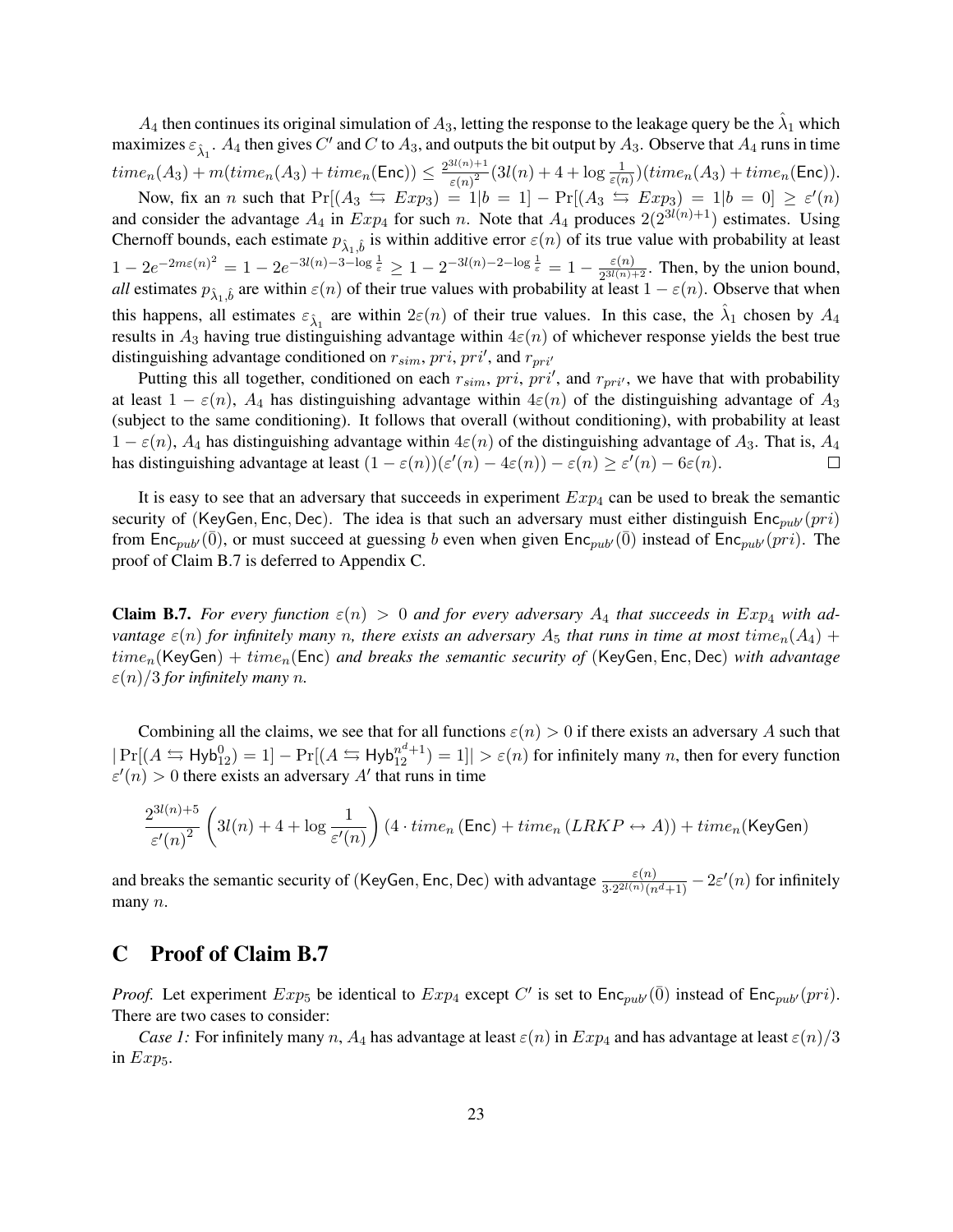$A_4$ then continues its original simulation of $A_3$, letting the response to the leakage query be the $\hat{\lambda}_1$ which maximizes $\varepsilon_{\hat{\lambda}_1}$. $A_4$ then gives $C'$ and $C$ to $A_3$, and outputs the bit output by $A_3$. Observe that $A_4$ runs in time $time_n(A_3) + m(time_n(A_3) + time_n(\mathsf{Enc})) \leq \frac{2^{3l(n)+1}}{\varepsilon(n)^2}(3l(n) + 4 + \log \frac{1}{\varepsilon(n)})(time_n(A_3) + time_n(\mathsf{Enc}))$.

Now, fix an $n$ such that $\Pr[(A_3 \leftrightarrows Exp_3) = 1 | b = 1] - \Pr[(A_3 \leftrightarrows Exp_3) = 1 | b = 0] \geq \varepsilon'(n)$ and consider the advantage $A_4$ in $Exp_4$ for such $n$. Note that $A_4$ produces $2(2^{3l(n)+1})$ estimates. Using Chernoff bounds, each estimate $p_{\hat{\lambda}_1, \hat{b}}$ is within additive error $\varepsilon(n)$ of its true value with probability at least $1 - 2e^{-2m\varepsilon(n)^2} = 1 - 2e^{-3l(n)-3-\log\frac{1}{\varepsilon}} \geq 1 - 2^{-3l(n)-2-\log\frac{1}{\varepsilon}} = 1 - \frac{\varepsilon(n)}{2^{3l(n)+2}}$. Then, by the union bound, *all* estimates $p_{\hat{\lambda}_1, \hat{b}}$ are within $\varepsilon(n)$ of their true values with probability at least $1 - \varepsilon(n)$. Observe that when this happens, all estimates $\varepsilon_{\hat{\lambda}_1}$ are within $2\varepsilon(n)$ of their true values. In this case, the $\hat{\lambda}_1$ chosen by $A_4$ results in $A_3$ having true distinguishing advantage within $4\varepsilon(n)$ of whichever response yields the best true distinguishing advantage conditioned on $r_{sim}$, $pri$, $pri'$, and $r_{pri'}$

Putting this all together, conditioned on each $r_{sim}$, $pri$, $pri'$, and $r_{pri'}$, we have that with probability at least $1 - \varepsilon(n)$, $A_4$ has distinguishing advantage within $4\varepsilon(n)$ of the distinguishing advantage of $A_3$ (subject to the same conditioning). It follows that overall (without conditioning), with probability at least $1 - \varepsilon(n)$, $A_4$ has distinguishing advantage within $4\varepsilon(n)$ of the distinguishing advantage of $A_3$. That is, $A_4$ has distinguishing advantage at least $(1 - \varepsilon(n))(\varepsilon'(n) - 4\varepsilon(n)) - \varepsilon(n) \geq \varepsilon'(n) - 6\varepsilon(n)$. □

It is easy to see that an adversary that succeeds in experiment $Exp_4$ can be used to break the semantic security of $(\mathsf{KeyGen}, \mathsf{Enc}, \mathsf{Dec})$. The idea is that such an adversary must either distinguish $\mathsf{Enc}_{pub'}(pri)$ from $\mathsf{Enc}_{pub'}(\bar{0})$, or must succeed at guessing $b$ even when given $\mathsf{Enc}_{pub'}(\bar{0})$ instead of $\mathsf{Enc}_{pub'}(pri)$. The proof of Claim B.7 is deferred to Appendix C.

**Claim B.7.** *For every function $\varepsilon(n) > 0$ and for every adversary $A_4$ that succeeds in $Exp_4$ with advantage $\varepsilon(n)$ for infinitely many $n$, there exists an adversary $A_5$ that runs in time at most $time_n(A_4) + time_n(\mathsf{KeyGen}) + time_n(\mathsf{Enc})$ and breaks the semantic security of $(\mathsf{KeyGen}, \mathsf{Enc}, \mathsf{Dec})$ with advantage $\varepsilon(n)/3$ for infinitely many $n$.*

Combining all the claims, we see that for all functions $\varepsilon(n) > 0$ if there exists an adversary $A$ such that $|\Pr[(A \leftrightarrows \mathsf{Hyb}_{12}^0) = 1] - \Pr[(A \leftrightarrows \mathsf{Hyb}_{12}^{n^d+1}) = 1]| > \varepsilon(n)$ for infinitely many $n$, then for every function $\varepsilon'(n) > 0$ there exists an adversary $A'$ that runs in time

$$\frac{2^{3l(n)+5}}{\varepsilon'(n)^2}\left(3l(n) + 4 + \log\frac{1}{\varepsilon'(n)}\right)(4 \cdot time_n(\mathsf{Enc}) + time_n(LRKP \leftrightarrow A)) + time_n(\mathsf{KeyGen})$$

and breaks the semantic security of $(\mathsf{KeyGen}, \mathsf{Enc}, \mathsf{Dec})$ with advantage $\frac{\varepsilon(n)}{3 \cdot 2^{2l(n)}(n^d+1)} - 2\varepsilon'(n)$ for infinitely many $n$.

# C Proof of Claim B.7

*Proof.* Let experiment $Exp_5$ be identical to $Exp_4$ except $C'$ is set to $\mathsf{Enc}_{pub'}(\bar{0})$ instead of $\mathsf{Enc}_{pub'}(pri)$. There are two cases to consider:

*Case 1:* For infinitely many $n$, $A_4$ has advantage at least $\varepsilon(n)$ in $Exp_4$ and has advantage at least $\varepsilon(n)/3$ in $Exp_5$.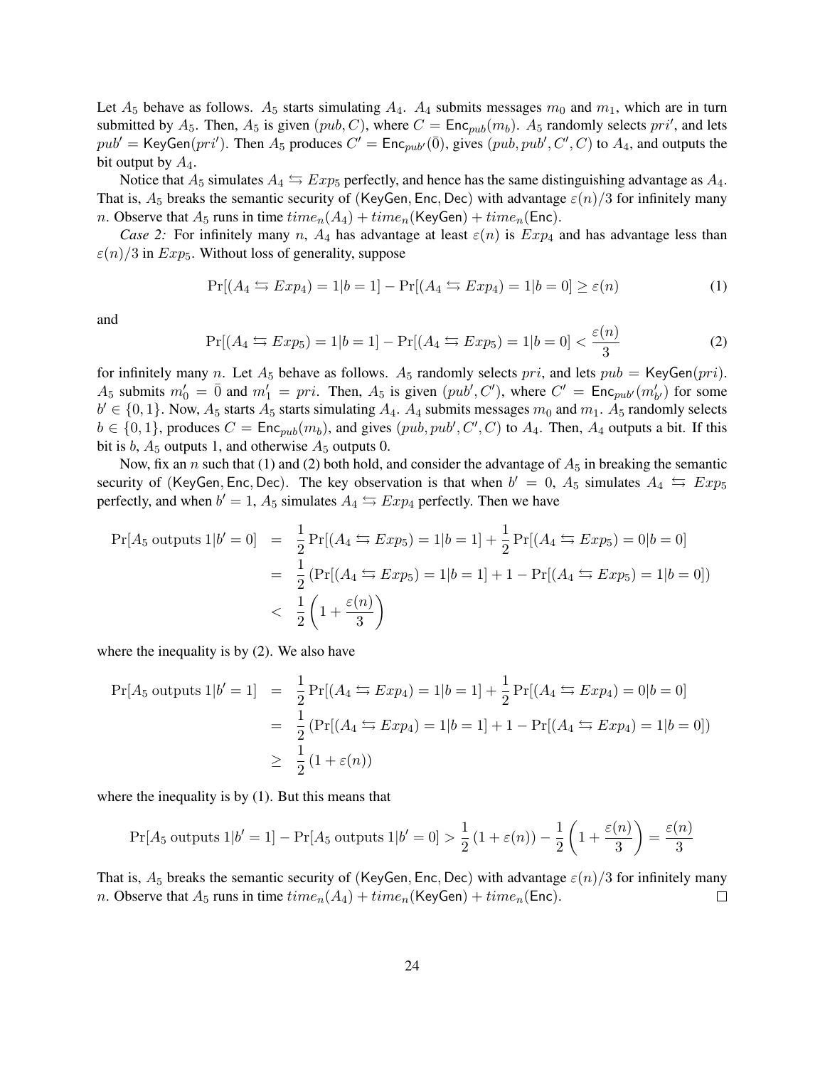Let $A_5$ behave as follows. $A_5$ starts simulating $A_4$. $A_4$ submits messages $m_0$ and $m_1$, which are in turn submitted by $A_5$. Then, $A_5$ is given $(pub, C)$, where $C = \mathsf{Enc}_{pub}(m_b)$. $A_5$ randomly selects $pri'$, and lets $pub' = \mathsf{KeyGen}(pri')$. Then $A_5$ produces $C' = \mathsf{Enc}_{pub'}(\bar{0})$, gives $(pub, pub', C', C)$ to $A_4$, and outputs the bit output by $A_4$.

Notice that $A_5$ simulates $A_4 \leftrightarrows Exp_5$ perfectly, and hence has the same distinguishing advantage as $A_4$. That is, $A_5$ breaks the semantic security of $(\mathsf{KeyGen}, \mathsf{Enc}, \mathsf{Dec})$ with advantage $\varepsilon(n)/3$ for infinitely many $n$. Observe that $A_5$ runs in time $time_n(A_4) + time_n(\mathsf{KeyGen}) + time_n(\mathsf{Enc})$.

*Case 2:* For infinitely many $n$, $A_4$ has advantage at least $\varepsilon(n)$ is $Exp_4$ and has advantage less than $\varepsilon(n)/3$ in $Exp_5$. Without loss of generality, suppose

$$\Pr[(A_4 \leftrightarrows Exp_4) = 1 | b = 1] - \Pr[(A_4 \leftrightarrows Exp_4) = 1 | b = 0] \geq \varepsilon(n) \tag{1}$$

and

$$\Pr[(A_4 \leftrightarrows Exp_5) = 1 | b = 1] - \Pr[(A_4 \leftrightarrows Exp_5) = 1 | b = 0] < \frac{\varepsilon(n)}{3} \tag{2}$$

for infinitely many $n$. Let $A_5$ behave as follows. $A_5$ randomly selects $pri$, and lets $pub = \mathsf{KeyGen}(pri)$. $A_5$ submits $m'_0 = \bar{0}$ and $m'_1 = pri$. Then, $A_5$ is given $(pub', C')$, where $C' = \mathsf{Enc}_{pub'}(m'_{b'})$ for some $b' \in \{0, 1\}$. Now, $A_5$ starts $A_5$ starts simulating $A_4$. $A_4$ submits messages $m_0$ and $m_1$. $A_5$ randomly selects $b \in \{0, 1\}$, produces $C = \mathsf{Enc}_{pub}(m_b)$, and gives $(pub, pub', C', C)$ to $A_4$. Then, $A_4$ outputs a bit. If this bit is $b$, $A_5$ outputs 1, and otherwise $A_5$ outputs 0.

Now, fix an $n$ such that (1) and (2) both hold, and consider the advantage of $A_5$ in breaking the semantic security of $(\mathsf{KeyGen}, \mathsf{Enc}, \mathsf{Dec})$. The key observation is that when $b' = 0$, $A_5$ simulates $A_4 \leftrightarrows Exp_5$ perfectly, and when $b' = 1$, $A_5$ simulates $A_4 \leftrightarrows Exp_4$ perfectly. Then we have

$$\begin{aligned}
\Pr[A_5 \text{ outputs } 1 | b' = 0] &= \frac{1}{2}\Pr[(A_4 \leftrightarrows Exp_5) = 1 | b = 1] + \frac{1}{2}\Pr[(A_4 \leftrightarrows Exp_5) = 0 | b = 0] \\
&= \frac{1}{2}\left(\Pr[(A_4 \leftrightarrows Exp_5) = 1 | b = 1] + 1 - \Pr[(A_4 \leftrightarrows Exp_5) = 1 | b = 0]\right) \\
&< \frac{1}{2}\left(1 + \frac{\varepsilon(n)}{3}\right)
\end{aligned}$$

where the inequality is by (2). We also have

$$\begin{aligned}
\Pr[A_5 \text{ outputs } 1 | b' = 1] &= \frac{1}{2}\Pr[(A_4 \leftrightarrows Exp_4) = 1 | b = 1] + \frac{1}{2}\Pr[(A_4 \leftrightarrows Exp_4) = 0 | b = 0] \\
&= \frac{1}{2}\left(\Pr[(A_4 \leftrightarrows Exp_4) = 1 | b = 1] + 1 - \Pr[(A_4 \leftrightarrows Exp_4) = 1 | b = 0]\right) \\
&\geq \frac{1}{2}\left(1 + \varepsilon(n)\right)
\end{aligned}$$

where the inequality is by (1). But this means that

$$\Pr[A_5 \text{ outputs } 1 | b' = 1] - \Pr[A_5 \text{ outputs } 1 | b' = 0] > \frac{1}{2}\left(1 + \varepsilon(n)\right) - \frac{1}{2}\left(1 + \frac{\varepsilon(n)}{3}\right) = \frac{\varepsilon(n)}{3}$$

That is, $A_5$ breaks the semantic security of $(\mathsf{KeyGen}, \mathsf{Enc}, \mathsf{Dec})$ with advantage $\varepsilon(n)/3$ for infinitely many $n$. Observe that $A_5$ runs in time $time_n(A_4) + time_n(\mathsf{KeyGen}) + time_n(\mathsf{Enc})$. □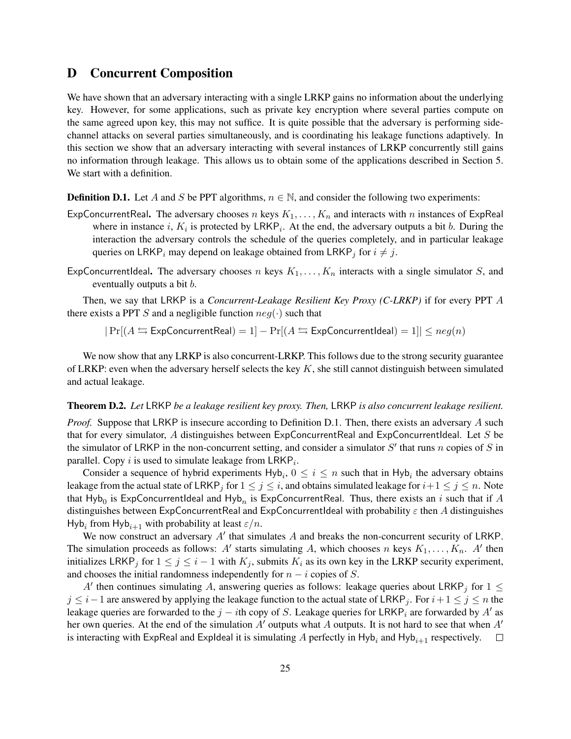# D Concurrent Composition

We have shown that an adversary interacting with a single LRKP gains no information about the underlying key. However, for some applications, such as private key encryption where several parties compute on the same agreed upon key, this may not suffice. It is quite possible that the adversary is performing side-channel attacks on several parties simultaneously, and is coordinating his leakage functions adaptively. In this section we show that an adversary interacting with several instances of LRKP concurrently still gains no information through leakage. This allows us to obtain some of the applications described in Section 5. We start with a definition.

**Definition D.1.** Let $A$ and $S$ be PPT algorithms, $n \in \mathbb{N}$, and consider the following two experiments:

ExpConcurrentReal**.** The adversary chooses $n$ keys $K_1, \ldots, K_n$ and interacts with $n$ instances of ExpReal where in instance $i$, $K_i$ is protected by $\mathsf{LRKP}_i$. At the end, the adversary outputs a bit $b$. During the interaction the adversary controls the schedule of the queries completely, and in particular leakage queries on $\mathsf{LRKP}_i$ may depend on leakage obtained from $\mathsf{LRKP}_j$ for $i \neq j$.

ExpConcurrentIdeal**.** The adversary chooses $n$ keys $K_1, \ldots, K_n$ interacts with a single simulator $S$, and eventually outputs a bit $b$.

Then, we say that LRKP is a *Concurrent-Leakage Resilient Key Proxy (C-LRKP)* if for every PPT $A$ there exists a PPT $S$ and a negligible function $neg(\cdot)$ such that

$$|\Pr[(A \leftrightarrows \mathsf{ExpConcurrentReal}) = 1] - \Pr[(A \leftrightarrows \mathsf{ExpConcurrentIdeal}) = 1]| \leq neg(n)$$

We now show that any LRKP is also concurrent-LRKP. This follows due to the strong security guarantee of LRKP: even when the adversary herself selects the key $K$, she still cannot distinguish between simulated and actual leakage.

**Theorem D.2.** *Let* LRKP *be a leakage resilient key proxy. Then,* LRKP *is also concurrent leakage resilient.*

*Proof.* Suppose that LRKP is insecure according to Definition D.1. Then, there exists an adversary $A$ such that for every simulator, $A$ distinguishes between ExpConcurrentReal and ExpConcurrentIdeal. Let $S$ be the simulator of LRKP in the non-concurrent setting, and consider a simulator $S'$ that runs $n$ copies of $S$ in parallel. Copy $i$ is used to simulate leakage from $\mathsf{LRKP}_i$.

Consider a sequence of hybrid experiments $\mathsf{Hyb}_i$, $0 \leq i \leq n$ such that in $\mathsf{Hyb}_i$ the adversary obtains leakage from the actual state of $\mathsf{LRKP}_j$ for $1 \leq j \leq i$, and obtains simulated leakage for $i+1 \leq j \leq n$. Note that $\mathsf{Hyb}_0$ is ExpConcurrentIdeal and $\mathsf{Hyb}_n$ is ExpConcurrentReal. Thus, there exists an $i$ such that if $A$ distinguishes between ExpConcurrentReal and ExpConcurrentIdeal with probability $\varepsilon$ then $A$ distinguishes $\mathsf{Hyb}_i$ from $\mathsf{Hyb}_{i+1}$ with probability at least $\varepsilon/n$.

We now construct an adversary $A'$ that simulates $A$ and breaks the non-concurrent security of LRKP. The simulation proceeds as follows: $A'$ starts simulating $A$, which chooses $n$ keys $K_1, \ldots, K_n$. $A'$ then initializes $\mathsf{LRKP}_j$ for $1 \leq j \leq i-1$ with $K_j$, submits $K_i$ as its own key in the LRKP security experiment, and chooses the initial randomness independently for $n-i$ copies of $S$.

$A'$ then continues simulating $A$, answering queries as follows: leakage queries about $\mathsf{LRKP}_j$ for $1 \leq j \leq i-1$ are answered by applying the leakage function to the actual state of $\mathsf{LRKP}_j$. For $i+1 \leq j \leq n$ the leakage queries are forwarded to the $j-i$th copy of $S$. Leakage queries for $\mathsf{LRKP}_i$ are forwarded by $A'$ as her own queries. At the end of the simulation $A'$ outputs what $A$ outputs. It is not hard to see that when $A'$ is interacting with ExpReal and ExpIdeal it is simulating $A$ perfectly in $\mathsf{Hyb}_i$ and $\mathsf{Hyb}_{i+1}$ respectively. $\square$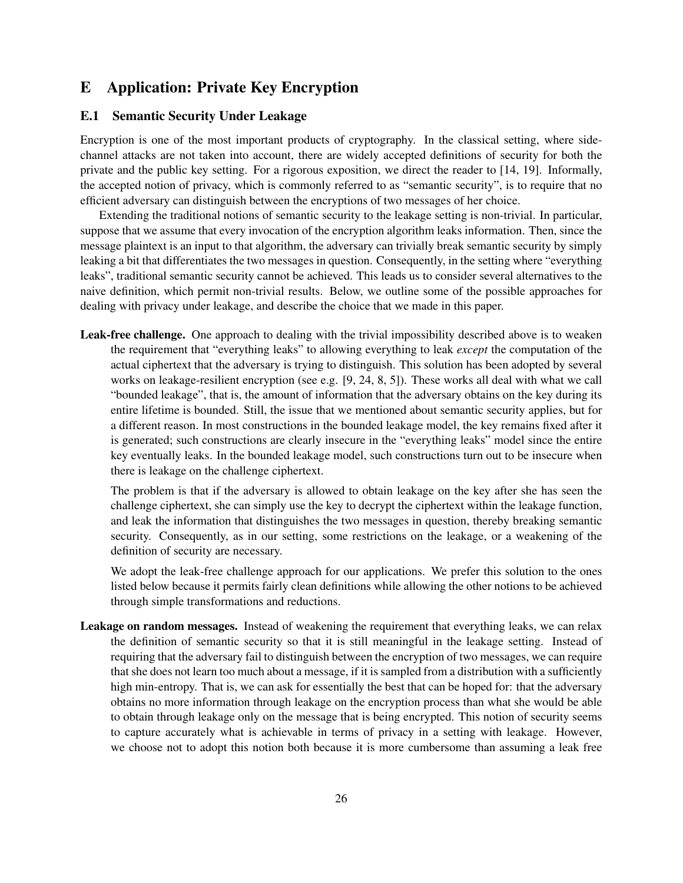# E Application: Private Key Encryption

## E.1 Semantic Security Under Leakage

Encryption is one of the most important products of cryptography. In the classical setting, where side-channel attacks are not taken into account, there are widely accepted definitions of security for both the private and the public key setting. For a rigorous exposition, we direct the reader to [14, 19]. Informally, the accepted notion of privacy, which is commonly referred to as "semantic security", is to require that no efficient adversary can distinguish between the encryptions of two messages of her choice.

Extending the traditional notions of semantic security to the leakage setting is non-trivial. In particular, suppose that we assume that every invocation of the encryption algorithm leaks information. Then, since the message plaintext is an input to that algorithm, the adversary can trivially break semantic security by simply leaking a bit that differentiates the two messages in question. Consequently, in the setting where "everything leaks", traditional semantic security cannot be achieved. This leads us to consider several alternatives to the naive definition, which permit non-trivial results. Below, we outline some of the possible approaches for dealing with privacy under leakage, and describe the choice that we made in this paper.

**Leak-free challenge.** One approach to dealing with the trivial impossibility described above is to weaken the requirement that "everything leaks" to allowing everything to leak *except* the computation of the actual ciphertext that the adversary is trying to distinguish. This solution has been adopted by several works on leakage-resilient encryption (see e.g. [9, 24, 8, 5]). These works all deal with what we call "bounded leakage", that is, the amount of information that the adversary obtains on the key during its entire lifetime is bounded. Still, the issue that we mentioned about semantic security applies, but for a different reason. In most constructions in the bounded leakage model, the key remains fixed after it is generated; such constructions are clearly insecure in the "everything leaks" model since the entire key eventually leaks. In the bounded leakage model, such constructions turn out to be insecure when there is leakage on the challenge ciphertext.

The problem is that if the adversary is allowed to obtain leakage on the key after she has seen the challenge ciphertext, she can simply use the key to decrypt the ciphertext within the leakage function, and leak the information that distinguishes the two messages in question, thereby breaking semantic security. Consequently, as in our setting, some restrictions on the leakage, or a weakening of the definition of security are necessary.

We adopt the leak-free challenge approach for our applications. We prefer this solution to the ones listed below because it permits fairly clean definitions while allowing the other notions to be achieved through simple transformations and reductions.

**Leakage on random messages.** Instead of weakening the requirement that everything leaks, we can relax the definition of semantic security so that it is still meaningful in the leakage setting. Instead of requiring that the adversary fail to distinguish between the encryption of two messages, we can require that she does not learn too much about a message, if it is sampled from a distribution with a sufficiently high min-entropy. That is, we can ask for essentially the best that can be hoped for: that the adversary obtains no more information through leakage on the encryption process than what she would be able to obtain through leakage only on the message that is being encrypted. This notion of security seems to capture accurately what is achievable in terms of privacy in a setting with leakage. However, we choose not to adopt this notion both because it is more cumbersome than assuming a leak free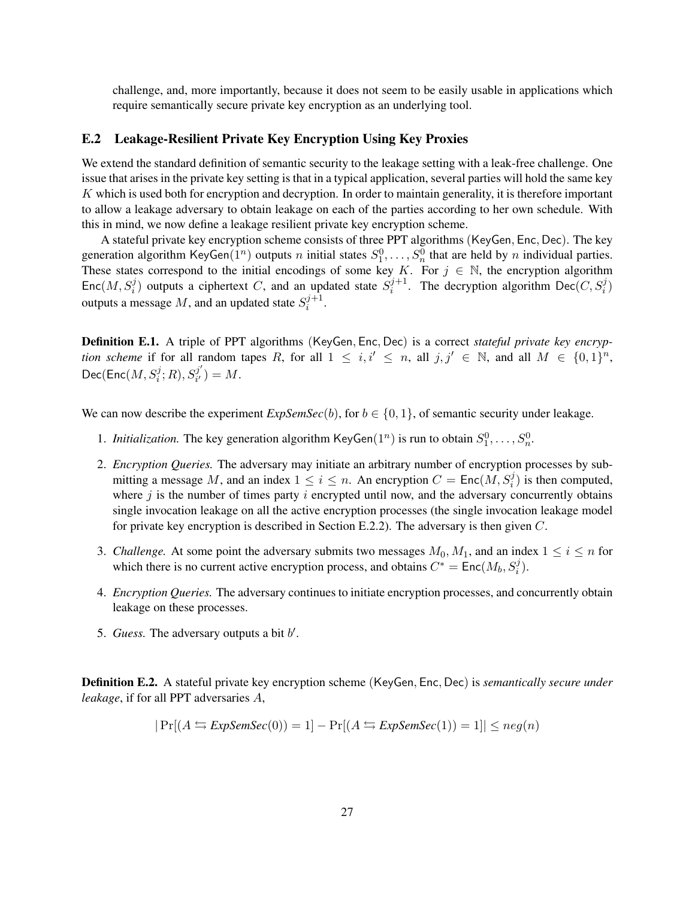challenge, and, more importantly, because it does not seem to be easily usable in applications which require semantically secure private key encryption as an underlying tool.

### E.2 Leakage-Resilient Private Key Encryption Using Key Proxies

We extend the standard definition of semantic security to the leakage setting with a leak-free challenge. One issue that arises in the private key setting is that in a typical application, several parties will hold the same key $K$ which is used both for encryption and decryption. In order to maintain generality, it is therefore important to allow a leakage adversary to obtain leakage on each of the parties according to her own schedule. With this in mind, we now define a leakage resilient private key encryption scheme.

A stateful private key encryption scheme consists of three PPT algorithms $(\mathsf{KeyGen}, \mathsf{Enc}, \mathsf{Dec})$. The key generation algorithm $\mathsf{KeyGen}(1^n)$ outputs $n$ initial states $S_1^0, \ldots, S_n^0$ that are held by $n$ individual parties. These states correspond to the initial encodings of some key $K$. For $j \in \mathbb{N}$, the encryption algorithm $\mathsf{Enc}(M, S_i^j)$ outputs a ciphertext $C$, and an updated state $S_i^{j+1}$. The decryption algorithm $\mathsf{Dec}(C, S_i^j)$ outputs a message $M$, and an updated state $S_i^{j+1}$.

**Definition E.1.** A triple of PPT algorithms $(\mathsf{KeyGen}, \mathsf{Enc}, \mathsf{Dec})$ is a correct *stateful private key encryption scheme* if for all random tapes $R$, for all $1 \leq i, i' \leq n$, all $j, j' \in \mathbb{N}$, and all $M \in \{0,1\}^n$, $\mathsf{Dec}(\mathsf{Enc}(M, S_i^j; R), S_{i'}^{j'}) = M$.

We can now describe the experiment *ExpSemSec*$(b)$, for $b \in \{0,1\}$, of semantic security under leakage.

1. *Initialization.* The key generation algorithm $\mathsf{KeyGen}(1^n)$ is run to obtain $S_1^0, \ldots, S_n^0$.
2. *Encryption Queries.* The adversary may initiate an arbitrary number of encryption processes by submitting a message $M$, and an index $1 \leq i \leq n$. An encryption $C = \mathsf{Enc}(M, S_i^j)$ is then computed, where $j$ is the number of times party $i$ encrypted until now, and the adversary concurrently obtains single invocation leakage on all the active encryption processes (the single invocation leakage model for private key encryption is described in Section E.2.2). The adversary is then given $C$.
3. *Challenge.* At some point the adversary submits two messages $M_0, M_1$, and an index $1 \leq i \leq n$ for which there is no current active encryption process, and obtains $C^* = \mathsf{Enc}(M_b, S_i^j)$.
4. *Encryption Queries.* The adversary continues to initiate encryption processes, and concurrently obtain leakage on these processes.
5. *Guess.* The adversary outputs a bit $b'$.

**Definition E.2.** A stateful private key encryption scheme $(\mathsf{KeyGen}, \mathsf{Enc}, \mathsf{Dec})$ is *semantically secure under leakage*, if for all PPT adversaries $A$,

$$|\Pr[(A \leftrightarrows \textit{ExpSemSec}(0)) = 1] - \Pr[(A \leftrightarrows \textit{ExpSemSec}(1)) = 1]| \leq neg(n)$$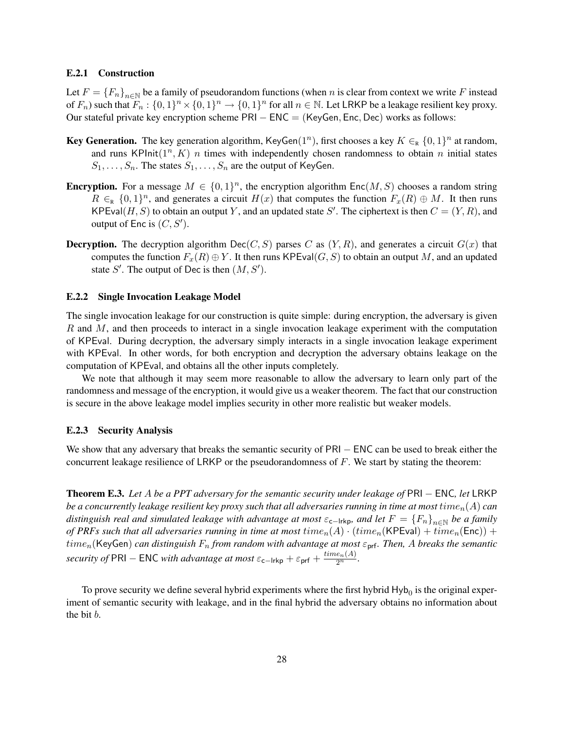### E.2.1 Construction

Let $F = \{F_n\}_{n\in\mathbb{N}}$ be a family of pseudorandom functions (when $n$ is clear from context we write $F$ instead of $F_n$) such that $F_n : \{0,1\}^n \times \{0,1\}^n \to \{0,1\}^n$ for all $n \in \mathbb{N}$. Let LRKP be a leakage resilient key proxy. Our stateful private key encryption scheme $\mathsf{PRI-ENC} = (\mathsf{KeyGen}, \mathsf{Enc}, \mathsf{Dec})$ works as follows:

**Key Generation.** The key generation algorithm, $\mathsf{KeyGen}(1^n)$, first chooses a key $K \in_{\text{R}} \{0,1\}^n$ at random, and runs $\mathsf{KPInit}(1^n, K)$ $n$ times with independently chosen randomness to obtain $n$ initial states $S_1, \ldots, S_n$. The states $S_1, \ldots, S_n$ are the output of KeyGen.

**Encryption.** For a message $M \in \{0,1\}^n$, the encryption algorithm $\mathsf{Enc}(M, S)$ chooses a random string $R \in_{\text{R}} \{0,1\}^n$, and generates a circuit $H(x)$ that computes the function $F_x(R) \oplus M$. It then runs $\mathsf{KPEval}(H, S)$ to obtain an output $Y$, and an updated state $S'$. The ciphertext is then $C = (Y, R)$, and output of Enc is $(C, S')$.

**Decryption.** The decryption algorithm $\mathsf{Dec}(C, S)$ parses $C$ as $(Y, R)$, and generates a circuit $G(x)$ that computes the function $F_x(R) \oplus Y$. It then runs $\mathsf{KPEval}(G, S)$ to obtain an output $M$, and an updated state $S'$. The output of Dec is then $(M, S')$.

### E.2.2 Single Invocation Leakage Model

The single invocation leakage for our construction is quite simple: during encryption, the adversary is given $R$ and $M$, and then proceeds to interact in a single invocation leakage experiment with the computation of KPEval. During decryption, the adversary simply interacts in a single invocation leakage experiment with KPEval. In other words, for both encryption and decryption the adversary obtains leakage on the computation of KPEval, and obtains all the other inputs completely.

We note that although it may seem more reasonable to allow the adversary to learn only part of the randomness and message of the encryption, it would give us a weaker theorem. The fact that our construction is secure in the above leakage model implies security in other more realistic but weaker models.

### E.2.3 Security Analysis

We show that any adversary that breaks the semantic security of $\mathsf{PRI-ENC}$ can be used to break either the concurrent leakage resilience of LRKP or the pseudorandomness of $F$. We start by stating the theorem:

**Theorem E.3.** *Let $A$ be a PPT adversary for the semantic security under leakage of $\mathsf{PRI-ENC}$, let LRKP be a concurrently leakage resilient key proxy such that all adversaries running in time at most $time_n(A)$ can distinguish real and simulated leakage with advantage at most $\varepsilon_{\mathsf{c-lrkp}}$, and let $F = \{F_n\}_{n\in\mathbb{N}}$ be a family of PRFs such that all adversaries running in time at most $time_n(A) \cdot (time_n(\mathsf{KPEval}) + time_n(\mathsf{Enc})) + time_n(\mathsf{KeyGen})$ can distinguish $F_n$ from random with advantage at most $\varepsilon_{\mathsf{prf}}$. Then, $A$ breaks the semantic security of $\mathsf{PRI-ENC}$ with advantage at most $\varepsilon_{\mathsf{c-lrkp}} + \varepsilon_{\mathsf{prf}} + \frac{time_n(A)}{2^n}$.*

To prove security we define several hybrid experiments where the first hybrid $\mathsf{Hyb}_0$ is the original experiment of semantic security with leakage, and in the final hybrid the adversary obtains no information about the bit $b$.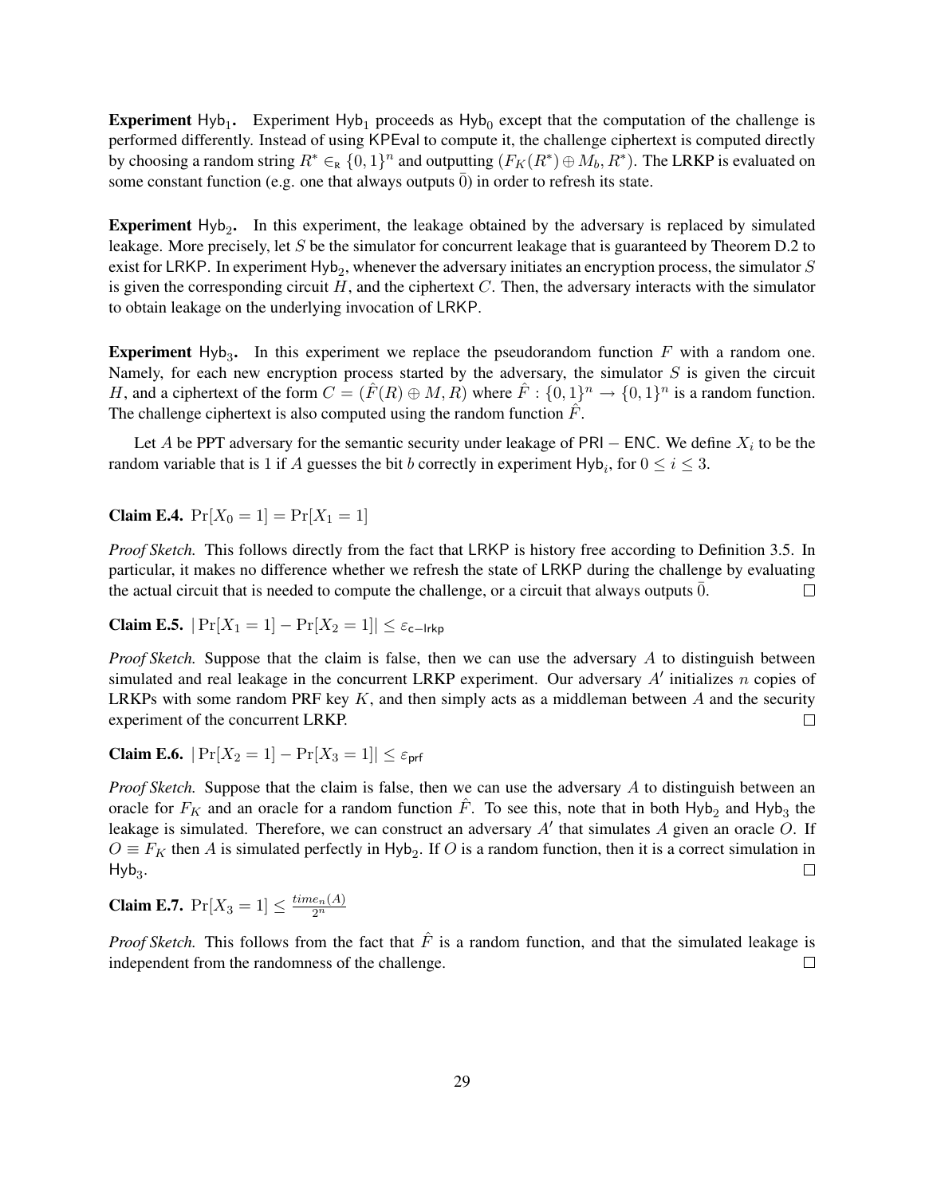**Experiment** $\mathsf{Hyb}_1$**.** Experiment $\mathsf{Hyb}_1$ proceeds as $\mathsf{Hyb}_0$ except that the computation of the challenge is performed differently. Instead of using KPEval to compute it, the challenge ciphertext is computed directly by choosing a random string $R^* \in_{\mathsf{R}} \{0,1\}^n$ and outputting $(F_K(R^*) \oplus M_b, R^*)$. The LRKP is evaluated on some constant function (e.g. one that always outputs $\bar{0}$) in order to refresh its state.

**Experiment** $\mathsf{Hyb}_2$**.** In this experiment, the leakage obtained by the adversary is replaced by simulated leakage. More precisely, let $S$ be the simulator for concurrent leakage that is guaranteed by Theorem D.2 to exist for LRKP. In experiment $\mathsf{Hyb}_2$, whenever the adversary initiates an encryption process, the simulator $S$ is given the corresponding circuit $H$, and the ciphertext $C$. Then, the adversary interacts with the simulator to obtain leakage on the underlying invocation of LRKP.

**Experiment** $\mathsf{Hyb}_3$**.** In this experiment we replace the pseudorandom function $F$ with a random one. Namely, for each new encryption process started by the adversary, the simulator $S$ is given the circuit $H$, and a ciphertext of the form $C = (\hat{F}(R) \oplus M, R)$ where $\hat{F} : \{0,1\}^n \to \{0,1\}^n$ is a random function. The challenge ciphertext is also computed using the random function $\hat{F}$.

Let $A$ be PPT adversary for the semantic security under leakage of PRI − ENC. We define $X_i$ to be the random variable that is 1 if $A$ guesses the bit $b$ correctly in experiment $\mathsf{Hyb}_i$, for $0 \le i \le 3$.

**Claim E.4.** $\Pr[X_0 = 1] = \Pr[X_1 = 1]$

*Proof Sketch.* This follows directly from the fact that LRKP is history free according to Definition 3.5. In particular, it makes no difference whether we refresh the state of LRKP during the challenge by evaluating the actual circuit that is needed to compute the challenge, or a circuit that always outputs $\bar{0}$. □

**Claim E.5.** $|\Pr[X_1 = 1] - \Pr[X_2 = 1]| \le \varepsilon_{\mathsf{c-lrkp}}$

*Proof Sketch.* Suppose that the claim is false, then we can use the adversary $A$ to distinguish between simulated and real leakage in the concurrent LRKP experiment. Our adversary $A'$ initializes $n$ copies of LRKPs with some random PRF key $K$, and then simply acts as a middleman between $A$ and the security experiment of the concurrent LRKP. □

**Claim E.6.** $|\Pr[X_2 = 1] - \Pr[X_3 = 1]| \le \varepsilon_{\mathsf{prf}}$

*Proof Sketch.* Suppose that the claim is false, then we can use the adversary $A$ to distinguish between an oracle for $F_K$ and an oracle for a random function $\hat{F}$. To see this, note that in both $\mathsf{Hyb}_2$ and $\mathsf{Hyb}_3$ the leakage is simulated. Therefore, we can construct an adversary $A'$ that simulates $A$ given an oracle $O$. If $O \equiv F_K$ then $A$ is simulated perfectly in $\mathsf{Hyb}_2$. If $O$ is a random function, then it is a correct simulation in $\mathsf{Hyb}_3$. □

**Claim E.7.** $\Pr[X_3 = 1] \le \frac{time_n(A)}{2^n}$

*Proof Sketch.* This follows from the fact that $\hat{F}$ is a random function, and that the simulated leakage is independent from the randomness of the challenge. □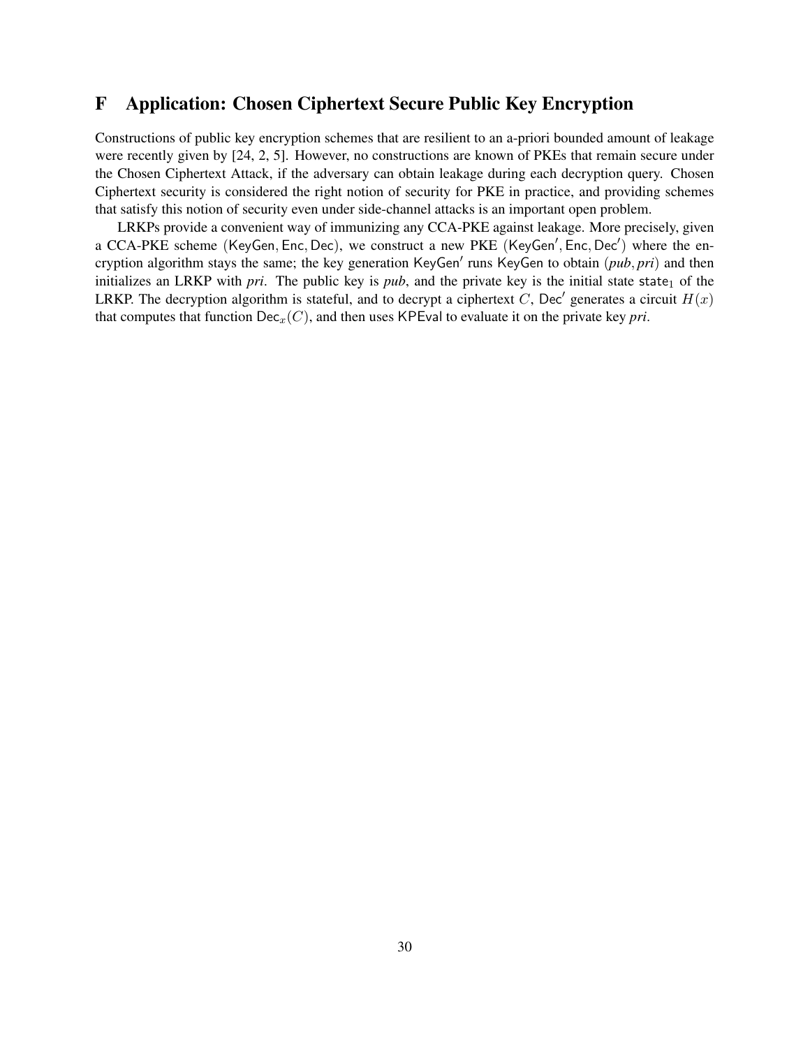# F Application: Chosen Ciphertext Secure Public Key Encryption

Constructions of public key encryption schemes that are resilient to an a-priori bounded amount of leakage were recently given by [24, 2, 5]. However, no constructions are known of PKEs that remain secure under the Chosen Ciphertext Attack, if the adversary can obtain leakage during each decryption query. Chosen Ciphertext security is considered the right notion of security for PKE in practice, and providing schemes that satisfy this notion of security even under side-channel attacks is an important open problem.

LRKPs provide a convenient way of immunizing any CCA-PKE against leakage. More precisely, given a CCA-PKE scheme $(\mathsf{KeyGen}, \mathsf{Enc}, \mathsf{Dec})$, we construct a new PKE $(\mathsf{KeyGen}', \mathsf{Enc}, \mathsf{Dec}')$ where the encryption algorithm stays the same; the key generation $\mathsf{KeyGen}'$ runs $\mathsf{KeyGen}$ to obtain $(pub, pri)$ and then initializes an LRKP with *pri*. The public key is *pub*, and the private key is the initial state $\mathsf{state}_1$ of the LRKP. The decryption algorithm is stateful, and to decrypt a ciphertext $C$, $\mathsf{Dec}'$ generates a circuit $H(x)$ that computes that function $\mathsf{Dec}_x(C)$, and then uses $\mathsf{KPEval}$ to evaluate it on the private key *pri*.